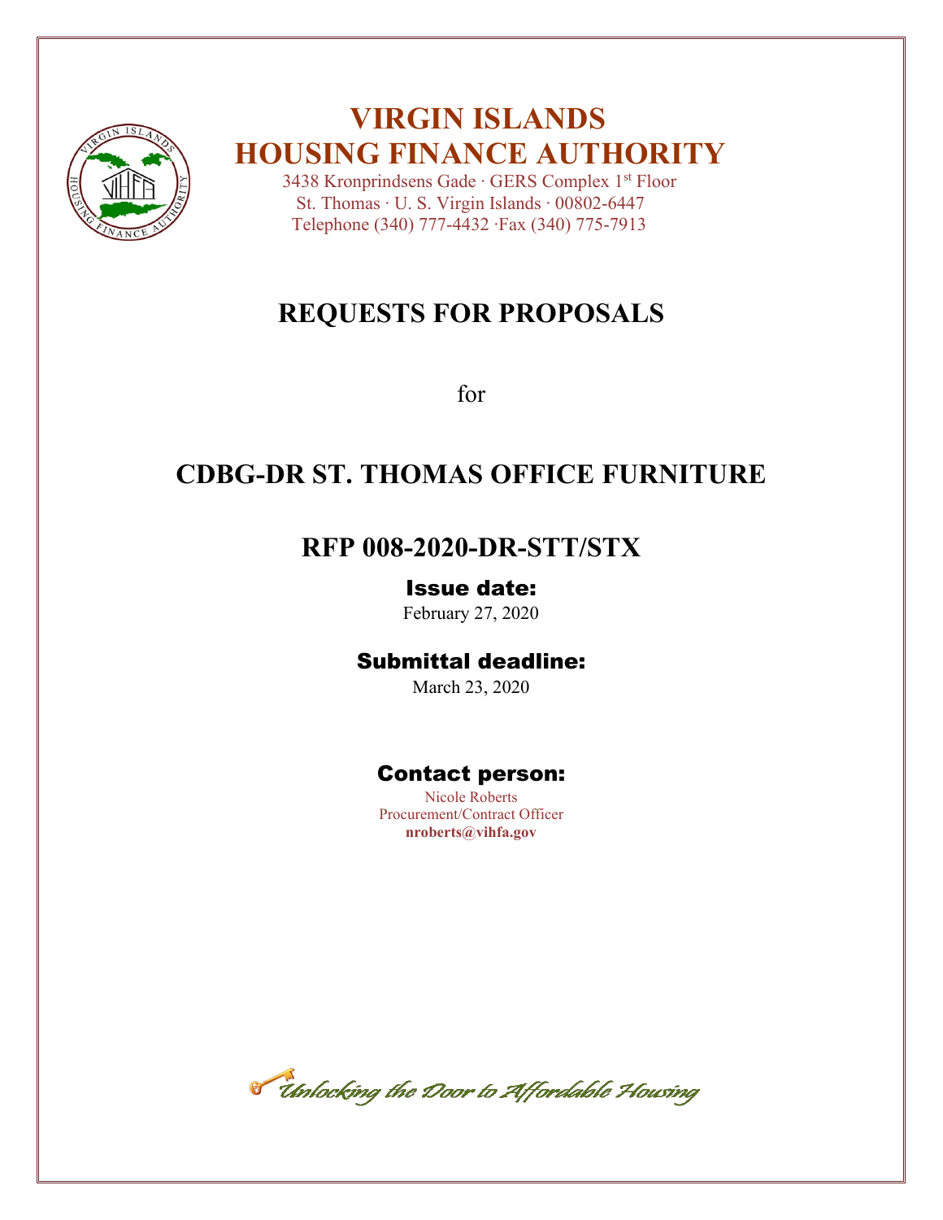# VIRGIN ISLANDS HOUSING FINANCE AUTHORITY

3438 Kronprindsens Gade · GERS Complex 1st Floor
St. Thomas · U. S. Virgin Islands · 00802-6447
Telephone (340) 777-4432 ·Fax (340) 775-7913

# REQUESTS FOR PROPOSALS

for

# CDBG-DR ST. THOMAS OFFICE FURNITURE

## RFP 008-2020-DR-STT/STX

### Issue date:

February 27, 2020

### Submittal deadline:

March 23, 2020

### Contact person:

Nicole Roberts
Procurement/Contract Officer
**nroberts@vihfa.gov**

*Unlocking the Door to Affordable Housing*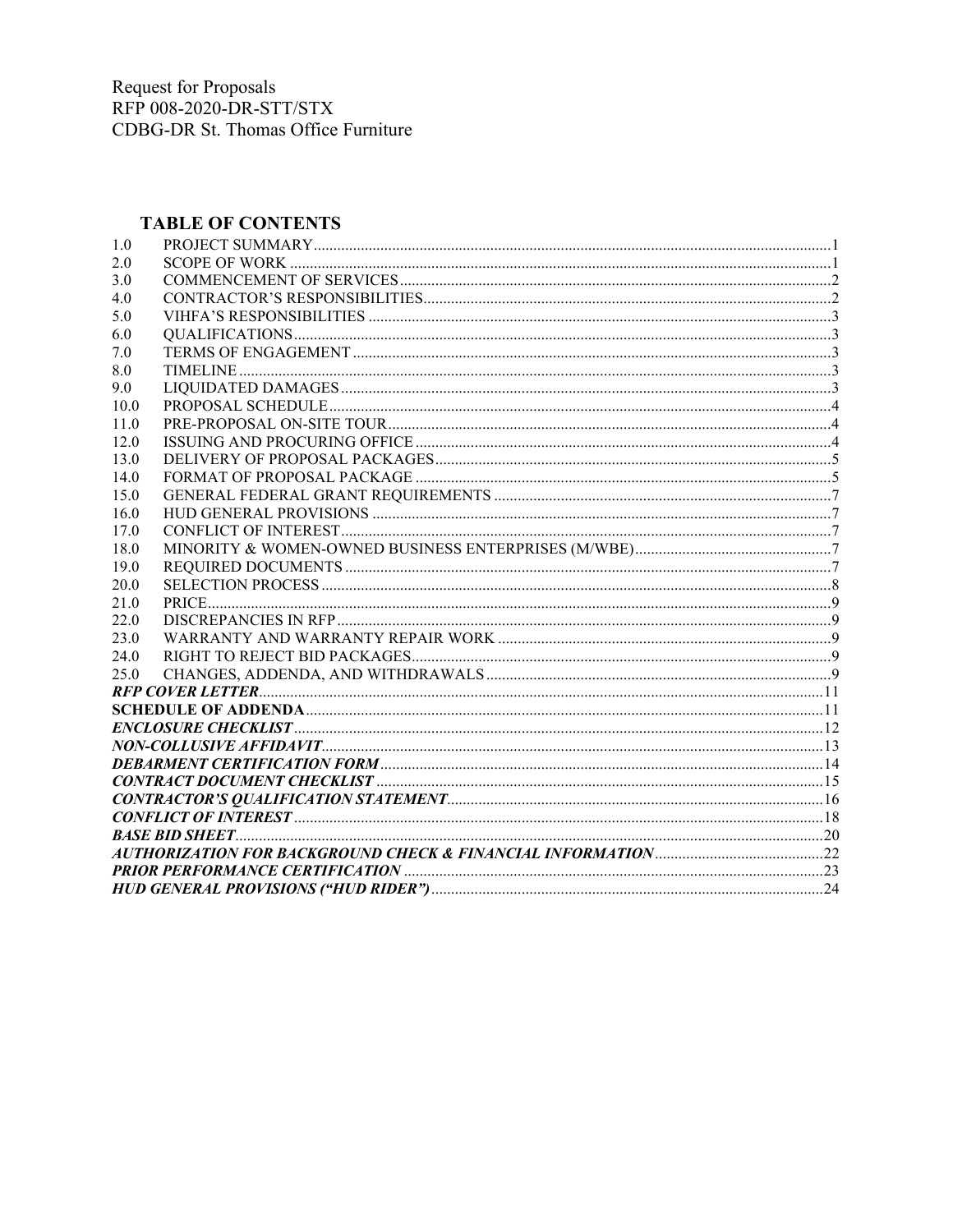Request for Proposals
RFP 008-2020-DR-STT/STX
CDBG-DR St. Thomas Office Furniture

## TABLE OF CONTENTS

| | | |
|---|---|---|
| 1.0 | PROJECT SUMMARY | 1 |
| 2.0 | SCOPE OF WORK | 1 |
| 3.0 | COMMENCEMENT OF SERVICES | 2 |
| 4.0 | CONTRACTOR'S RESPONSIBILITIES | 2 |
| 5.0 | VIHFA'S RESPONSIBILITIES | 3 |
| 6.0 | QUALIFICATIONS | 3 |
| 7.0 | TERMS OF ENGAGEMENT | 3 |
| 8.0 | TIMELINE | 3 |
| 9.0 | LIQUIDATED DAMAGES | 3 |
| 10.0 | PROPOSAL SCHEDULE | 4 |
| 11.0 | PRE-PROPOSAL ON-SITE TOUR | 4 |
| 12.0 | ISSUING AND PROCURING OFFICE | 4 |
| 13.0 | DELIVERY OF PROPOSAL PACKAGES | 5 |
| 14.0 | FORMAT OF PROPOSAL PACKAGE | 5 |
| 15.0 | GENERAL FEDERAL GRANT REQUIREMENTS | 7 |
| 16.0 | HUD GENERAL PROVISIONS | 7 |
| 17.0 | CONFLICT OF INTEREST | 7 |
| 18.0 | MINORITY & WOMEN-OWNED BUSINESS ENTERPRISES (M/WBE) | 7 |
| 19.0 | REQUIRED DOCUMENTS | 7 |
| 20.0 | SELECTION PROCESS | 8 |
| 21.0 | PRICE | 9 |
| 22.0 | DISCREPANCIES IN RFP | 9 |
| 23.0 | WARRANTY AND WARRANTY REPAIR WORK | 9 |
| 24.0 | RIGHT TO REJECT BID PACKAGES | 9 |
| 25.0 | CHANGES, ADDENDA, AND WITHDRAWALS | 9 |
| | ***RFP COVER LETTER*** | 11 |
| | **SCHEDULE OF ADDENDA** | 11 |
| | ***ENCLOSURE CHECKLIST*** | 12 |
| | ***NON-COLLUSIVE AFFIDAVIT*** | 13 |
| | ***DEBARMENT CERTIFICATION FORM*** | 14 |
| | ***CONTRACT DOCUMENT CHECKLIST*** | 15 |
| | ***CONTRACTOR'S QUALIFICATION STATEMENT*** | 16 |
| | ***CONFLICT OF INTEREST*** | 18 |
| | ***BASE BID SHEET*** | 20 |
| | ***AUTHORIZATION FOR BACKGROUND CHECK & FINANCIAL INFORMATION*** | 22 |
| | ***PRIOR PERFORMANCE CERTIFICATION*** | 23 |
| | ***HUD GENERAL PROVISIONS ("HUD RIDER")*** | 24 |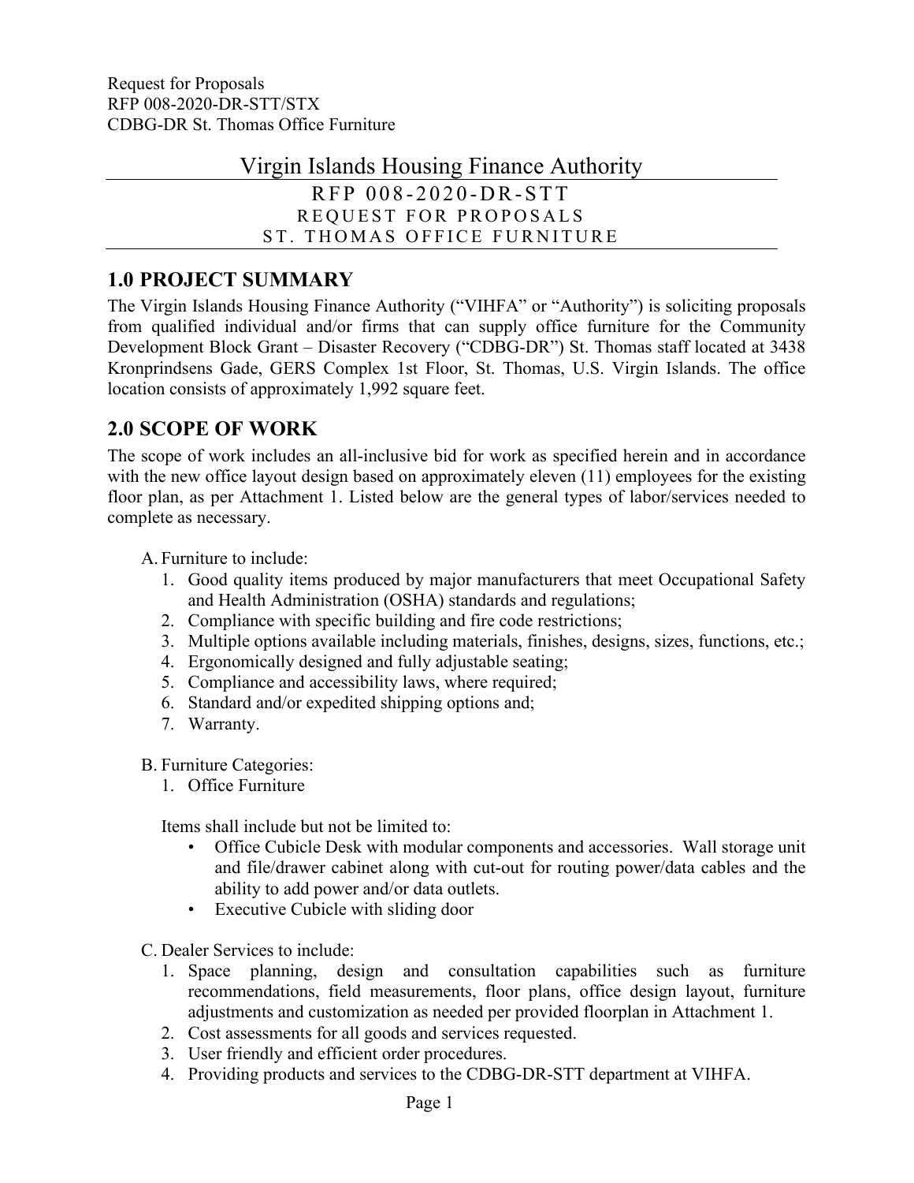# Virgin Islands Housing Finance Authority

RFP 008-2020-DR-STT
REQUEST FOR PROPOSALS
ST. THOMAS OFFICE FURNITURE

## 1.0 PROJECT SUMMARY

The Virgin Islands Housing Finance Authority ("VIHFA" or "Authority") is soliciting proposals from qualified individual and/or firms that can supply office furniture for the Community Development Block Grant – Disaster Recovery ("CDBG-DR") St. Thomas staff located at 3438 Kronprindsens Gade, GERS Complex 1st Floor, St. Thomas, U.S. Virgin Islands. The office location consists of approximately 1,992 square feet.

## 2.0 SCOPE OF WORK

The scope of work includes an all-inclusive bid for work as specified herein and in accordance with the new office layout design based on approximately eleven (11) employees for the existing floor plan, as per Attachment 1. Listed below are the general types of labor/services needed to complete as necessary.

A. Furniture to include:
   1. Good quality items produced by major manufacturers that meet Occupational Safety and Health Administration (OSHA) standards and regulations;
   2. Compliance with specific building and fire code restrictions;
   3. Multiple options available including materials, finishes, designs, sizes, functions, etc.;
   4. Ergonomically designed and fully adjustable seating;
   5. Compliance and accessibility laws, where required;
   6. Standard and/or expedited shipping options and;
   7. Warranty.

B. Furniture Categories:
   1. Office Furniture

   Items shall include but not be limited to:
   - Office Cubicle Desk with modular components and accessories. Wall storage unit and file/drawer cabinet along with cut-out for routing power/data cables and the ability to add power and/or data outlets.
   - Executive Cubicle with sliding door

C. Dealer Services to include:
   1. Space planning, design and consultation capabilities such as furniture recommendations, field measurements, floor plans, office design layout, furniture adjustments and customization as needed per provided floorplan in Attachment 1.
   2. Cost assessments for all goods and services requested.
   3. User friendly and efficient order procedures.
   4. Providing products and services to the CDBG-DR-STT department at VIHFA.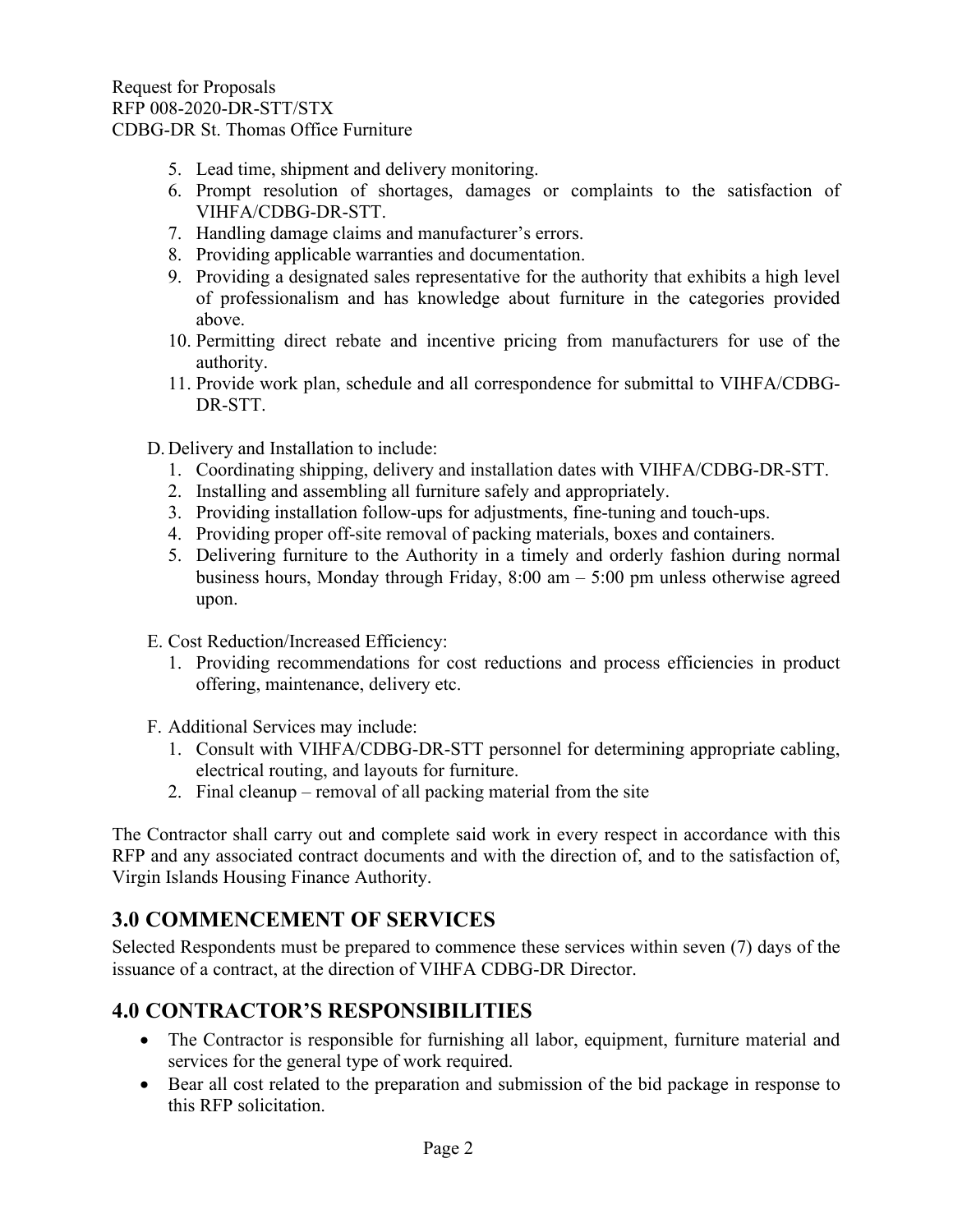5. Lead time, shipment and delivery monitoring.
6. Prompt resolution of shortages, damages or complaints to the satisfaction of VIHFA/CDBG-DR-STT.
7. Handling damage claims and manufacturer's errors.
8. Providing applicable warranties and documentation.
9. Providing a designated sales representative for the authority that exhibits a high level of professionalism and has knowledge about furniture in the categories provided above.
10. Permitting direct rebate and incentive pricing from manufacturers for use of the authority.
11. Provide work plan, schedule and all correspondence for submittal to VIHFA/CDBG-DR-STT.

D. Delivery and Installation to include:
   1. Coordinating shipping, delivery and installation dates with VIHFA/CDBG-DR-STT.
   2. Installing and assembling all furniture safely and appropriately.
   3. Providing installation follow-ups for adjustments, fine-tuning and touch-ups.
   4. Providing proper off-site removal of packing materials, boxes and containers.
   5. Delivering furniture to the Authority in a timely and orderly fashion during normal business hours, Monday through Friday, 8:00 am – 5:00 pm unless otherwise agreed upon.

E. Cost Reduction/Increased Efficiency:
   1. Providing recommendations for cost reductions and process efficiencies in product offering, maintenance, delivery etc.

F. Additional Services may include:
   1. Consult with VIHFA/CDBG-DR-STT personnel for determining appropriate cabling, electrical routing, and layouts for furniture.
   2. Final cleanup – removal of all packing material from the site

The Contractor shall carry out and complete said work in every respect in accordance with this RFP and any associated contract documents and with the direction of, and to the satisfaction of, Virgin Islands Housing Finance Authority.

## 3.0 COMMENCEMENT OF SERVICES

Selected Respondents must be prepared to commence these services within seven (7) days of the issuance of a contract, at the direction of VIHFA CDBG-DR Director.

## 4.0 CONTRACTOR'S RESPONSIBILITIES

- The Contractor is responsible for furnishing all labor, equipment, furniture material and services for the general type of work required.
- Bear all cost related to the preparation and submission of the bid package in response to this RFP solicitation.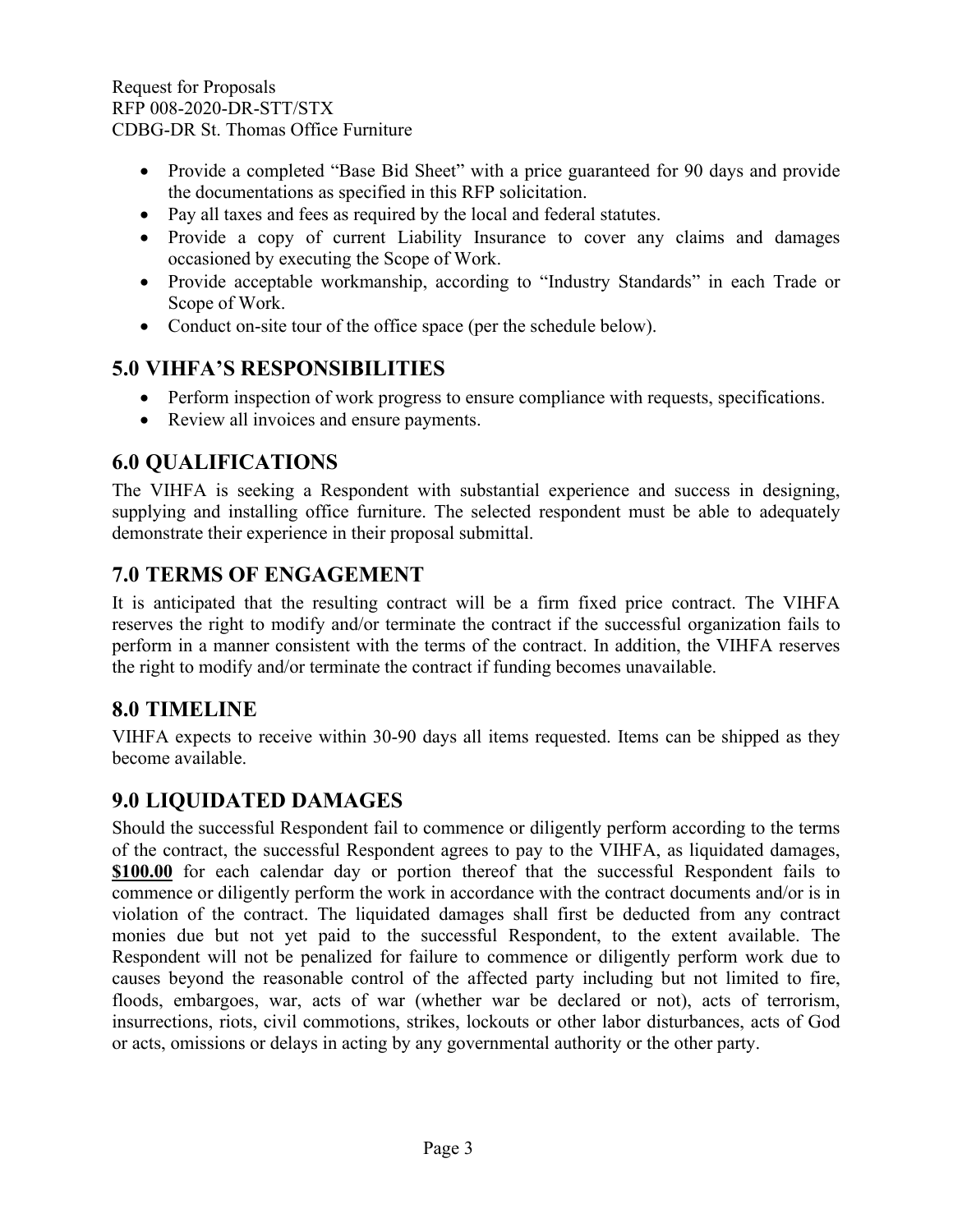- Provide a completed "Base Bid Sheet" with a price guaranteed for 90 days and provide the documentations as specified in this RFP solicitation.
- Pay all taxes and fees as required by the local and federal statutes.
- Provide a copy of current Liability Insurance to cover any claims and damages occasioned by executing the Scope of Work.
- Provide acceptable workmanship, according to "Industry Standards" in each Trade or Scope of Work.
- Conduct on-site tour of the office space (per the schedule below).

## 5.0 VIHFA'S RESPONSIBILITIES

- Perform inspection of work progress to ensure compliance with requests, specifications.
- Review all invoices and ensure payments.

## 6.0 QUALIFICATIONS

The VIHFA is seeking a Respondent with substantial experience and success in designing, supplying and installing office furniture. The selected respondent must be able to adequately demonstrate their experience in their proposal submittal.

## 7.0 TERMS OF ENGAGEMENT

It is anticipated that the resulting contract will be a firm fixed price contract. The VIHFA reserves the right to modify and/or terminate the contract if the successful organization fails to perform in a manner consistent with the terms of the contract. In addition, the VIHFA reserves the right to modify and/or terminate the contract if funding becomes unavailable.

## 8.0 TIMELINE

VIHFA expects to receive within 30-90 days all items requested. Items can be shipped as they become available.

## 9.0 LIQUIDATED DAMAGES

Should the successful Respondent fail to commence or diligently perform according to the terms of the contract, the successful Respondent agrees to pay to the VIHFA, as liquidated damages, **$100.00** for each calendar day or portion thereof that the successful Respondent fails to commence or diligently perform the work in accordance with the contract documents and/or is in violation of the contract. The liquidated damages shall first be deducted from any contract monies due but not yet paid to the successful Respondent, to the extent available. The Respondent will not be penalized for failure to commence or diligently perform work due to causes beyond the reasonable control of the affected party including but not limited to fire, floods, embargoes, war, acts of war (whether war be declared or not), acts of terrorism, insurrections, riots, civil commotions, strikes, lockouts or other labor disturbances, acts of God or acts, omissions or delays in acting by any governmental authority or the other party.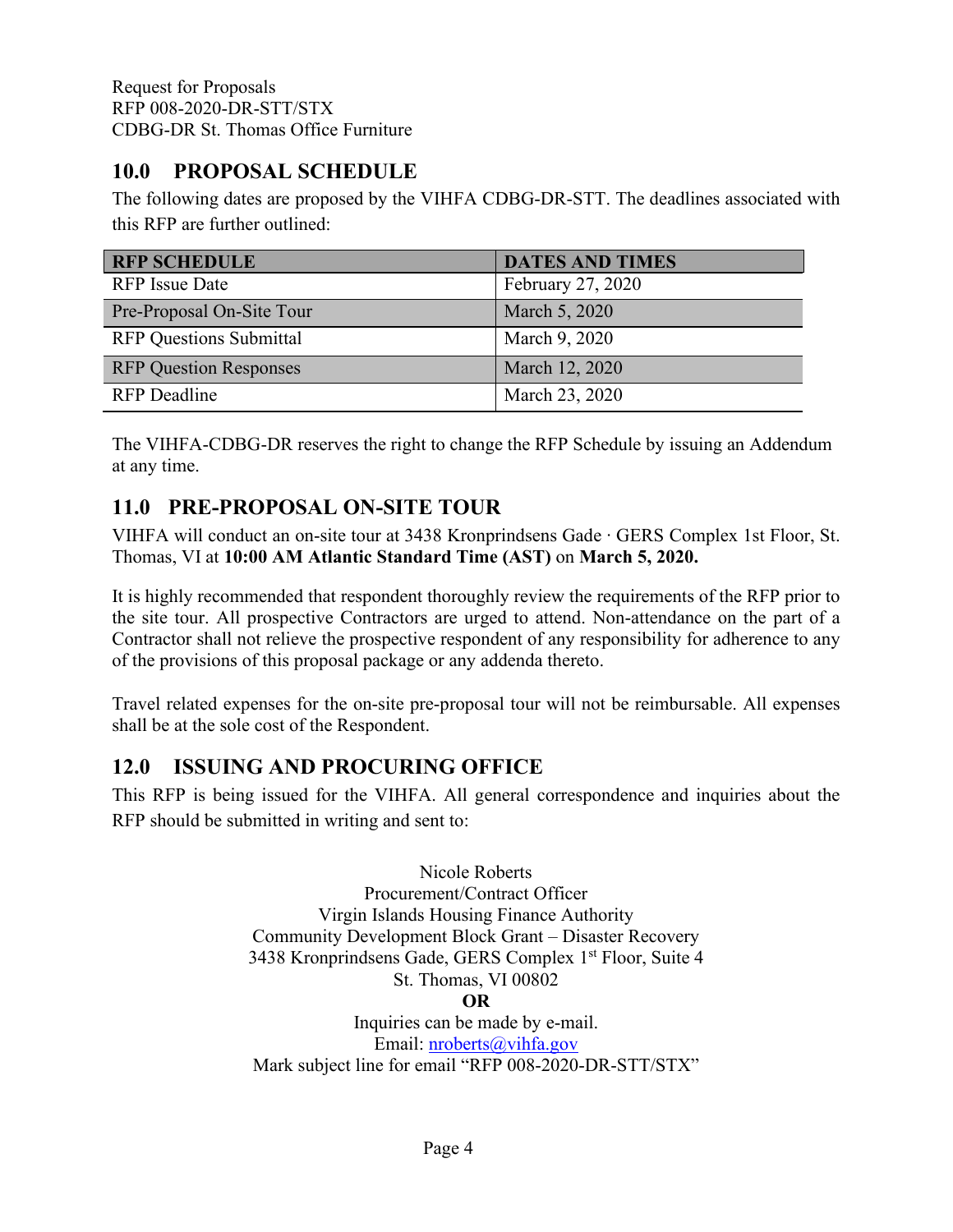## 10.0 PROPOSAL SCHEDULE

The following dates are proposed by the VIHFA CDBG-DR-STT. The deadlines associated with this RFP are further outlined:

| RFP SCHEDULE | DATES AND TIMES |
|---|---|
| RFP Issue Date | February 27, 2020 |
| Pre-Proposal On-Site Tour | March 5, 2020 |
| RFP Questions Submittal | March 9, 2020 |
| RFP Question Responses | March 12, 2020 |
| RFP Deadline | March 23, 2020 |

The VIHFA-CDBG-DR reserves the right to change the RFP Schedule by issuing an Addendum at any time.

## 11.0 PRE-PROPOSAL ON-SITE TOUR

VIHFA will conduct an on-site tour at 3438 Kronprindsens Gade · GERS Complex 1st Floor, St. Thomas, VI at **10:00 AM Atlantic Standard Time (AST)** on **March 5, 2020.**

It is highly recommended that respondent thoroughly review the requirements of the RFP prior to the site tour. All prospective Contractors are urged to attend. Non-attendance on the part of a Contractor shall not relieve the prospective respondent of any responsibility for adherence to any of the provisions of this proposal package or any addenda thereto.

Travel related expenses for the on-site pre-proposal tour will not be reimbursable. All expenses shall be at the sole cost of the Respondent.

## 12.0 ISSUING AND PROCURING OFFICE

This RFP is being issued for the VIHFA. All general correspondence and inquiries about the RFP should be submitted in writing and sent to:

Nicole Roberts
Procurement/Contract Officer
Virgin Islands Housing Finance Authority
Community Development Block Grant – Disaster Recovery
3438 Kronprindsens Gade, GERS Complex 1st Floor, Suite 4
St. Thomas, VI 00802

**OR**

Inquiries can be made by e-mail.
Email: nroberts@vihfa.gov
Mark subject line for email "RFP 008-2020-DR-STT/STX"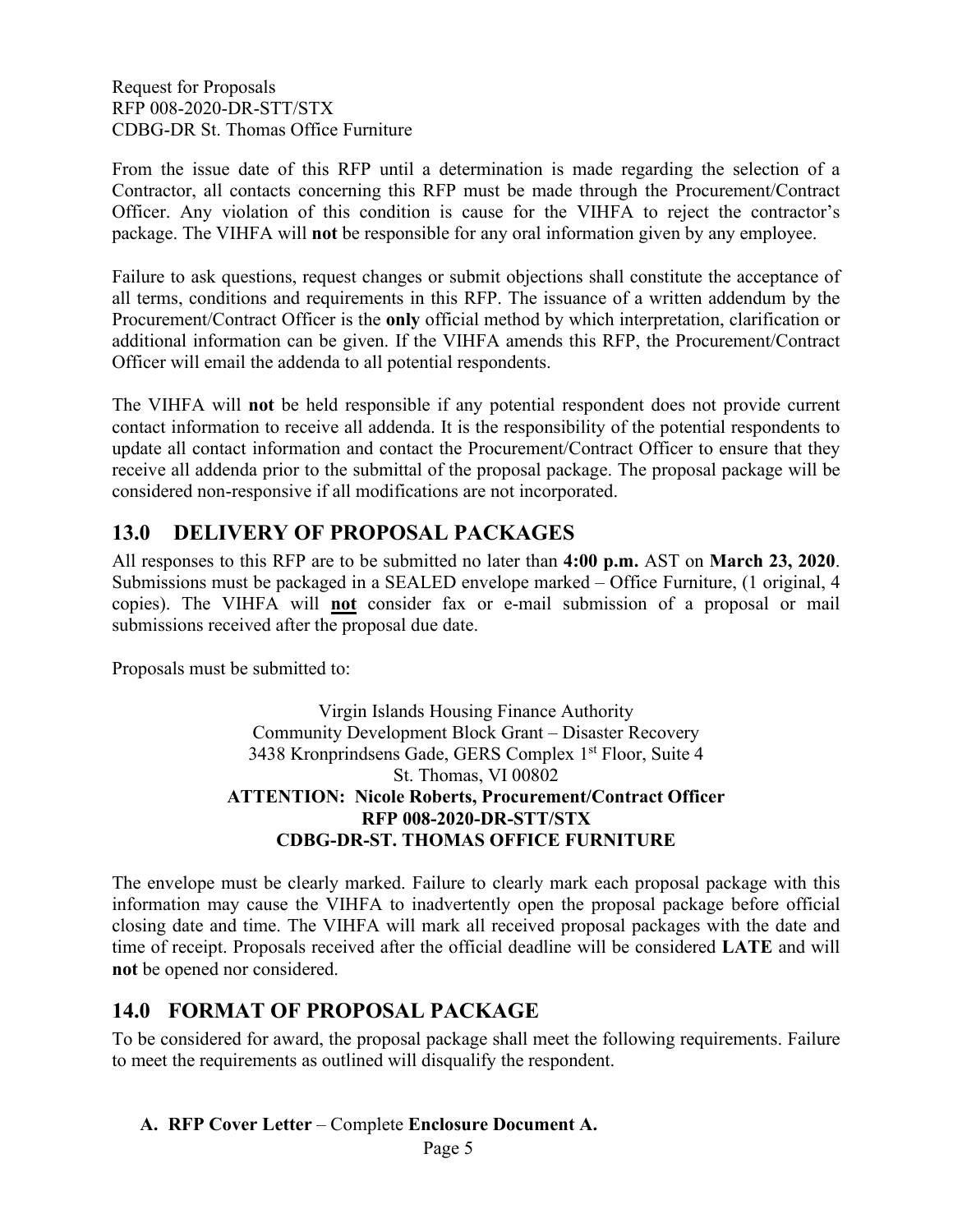From the issue date of this RFP until a determination is made regarding the selection of a Contractor, all contacts concerning this RFP must be made through the Procurement/Contract Officer. Any violation of this condition is cause for the VIHFA to reject the contractor's package. The VIHFA will **not** be responsible for any oral information given by any employee.

Failure to ask questions, request changes or submit objections shall constitute the acceptance of all terms, conditions and requirements in this RFP. The issuance of a written addendum by the Procurement/Contract Officer is the **only** official method by which interpretation, clarification or additional information can be given. If the VIHFA amends this RFP, the Procurement/Contract Officer will email the addenda to all potential respondents.

The VIHFA will **not** be held responsible if any potential respondent does not provide current contact information to receive all addenda. It is the responsibility of the potential respondents to update all contact information and contact the Procurement/Contract Officer to ensure that they receive all addenda prior to the submittal of the proposal package. The proposal package will be considered non-responsive if all modifications are not incorporated.

## 13.0 DELIVERY OF PROPOSAL PACKAGES

All responses to this RFP are to be submitted no later than **4:00 p.m.** AST on **March 23, 2020**. Submissions must be packaged in a SEALED envelope marked – Office Furniture, (1 original, 4 copies). The VIHFA will **not** consider fax or e-mail submission of a proposal or mail submissions received after the proposal due date.

Proposals must be submitted to:

Virgin Islands Housing Finance Authority
Community Development Block Grant – Disaster Recovery
3438 Kronprindsens Gade, GERS Complex 1st Floor, Suite 4
St. Thomas, VI 00802
**ATTENTION: Nicole Roberts, Procurement/Contract Officer**
**RFP 008-2020-DR-STT/STX**
**CDBG-DR-ST. THOMAS OFFICE FURNITURE**

The envelope must be clearly marked. Failure to clearly mark each proposal package with this information may cause the VIHFA to inadvertently open the proposal package before official closing date and time. The VIHFA will mark all received proposal packages with the date and time of receipt. Proposals received after the official deadline will be considered **LATE** and will **not** be opened nor considered.

## 14.0 FORMAT OF PROPOSAL PACKAGE

To be considered for award, the proposal package shall meet the following requirements. Failure to meet the requirements as outlined will disqualify the respondent.

**A. RFP Cover Letter** – Complete **Enclosure Document A.**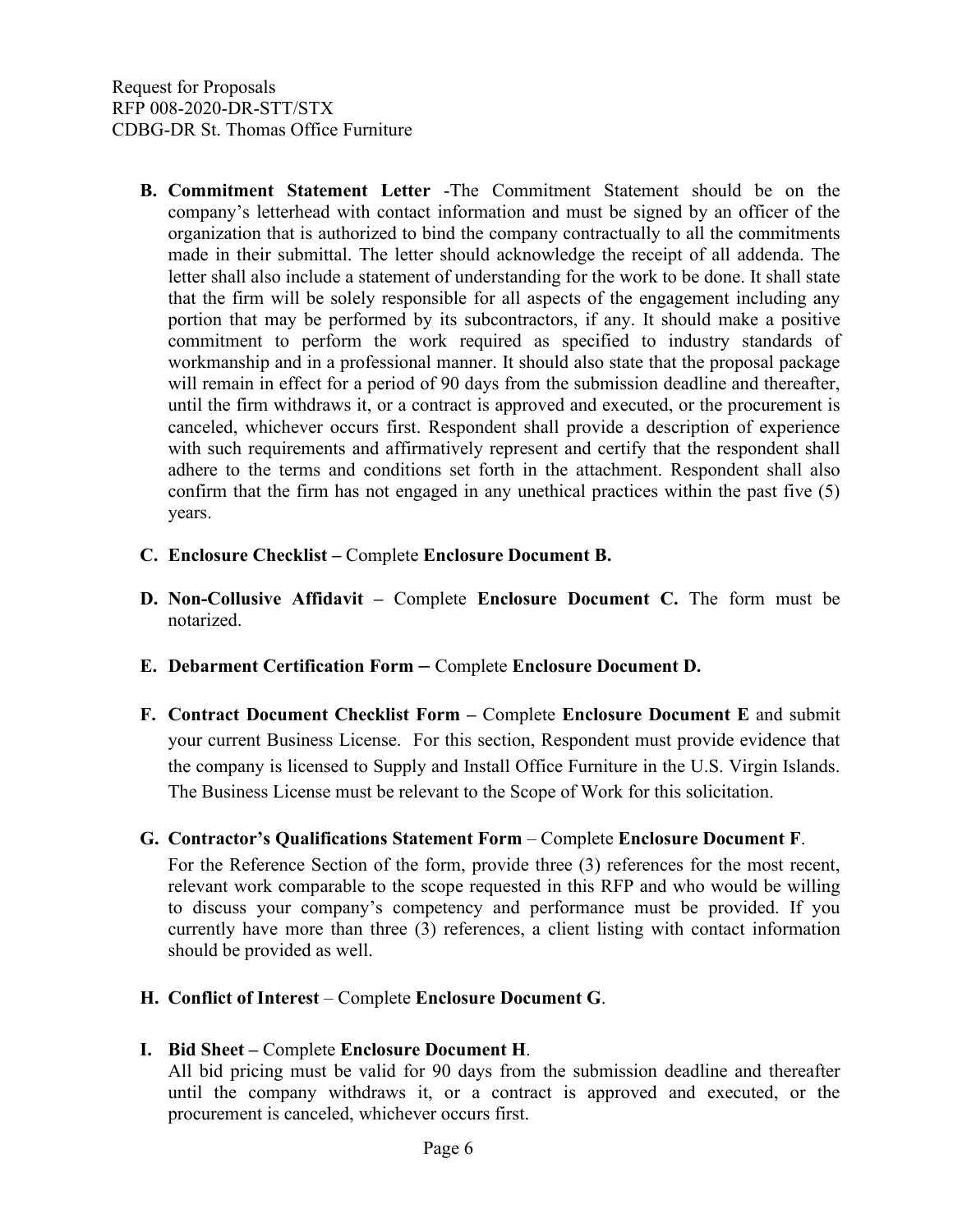**B. Commitment Statement Letter** -The Commitment Statement should be on the company's letterhead with contact information and must be signed by an officer of the organization that is authorized to bind the company contractually to all the commitments made in their submittal. The letter should acknowledge the receipt of all addenda. The letter shall also include a statement of understanding for the work to be done. It shall state that the firm will be solely responsible for all aspects of the engagement including any portion that may be performed by its subcontractors, if any. It should make a positive commitment to perform the work required as specified to industry standards of workmanship and in a professional manner. It should also state that the proposal package will remain in effect for a period of 90 days from the submission deadline and thereafter, until the firm withdraws it, or a contract is approved and executed, or the procurement is canceled, whichever occurs first. Respondent shall provide a description of experience with such requirements and affirmatively represent and certify that the respondent shall adhere to the terms and conditions set forth in the attachment. Respondent shall also confirm that the firm has not engaged in any unethical practices within the past five (5) years.

**C. Enclosure Checklist –** Complete **Enclosure Document B.**

**D. Non-Collusive Affidavit –** Complete **Enclosure Document C.** The form must be notarized.

**E. Debarment Certification Form –** Complete **Enclosure Document D.**

**F. Contract Document Checklist Form –** Complete **Enclosure Document E** and submit your current Business License. For this section, Respondent must provide evidence that the company is licensed to Supply and Install Office Furniture in the U.S. Virgin Islands. The Business License must be relevant to the Scope of Work for this solicitation.

**G. Contractor's Qualifications Statement Form** – Complete **Enclosure Document F**.

For the Reference Section of the form, provide three (3) references for the most recent, relevant work comparable to the scope requested in this RFP and who would be willing to discuss your company's competency and performance must be provided. If you currently have more than three (3) references, a client listing with contact information should be provided as well.

**H. Conflict of Interest** – Complete **Enclosure Document G**.

**I. Bid Sheet –** Complete **Enclosure Document H**.

All bid pricing must be valid for 90 days from the submission deadline and thereafter until the company withdraws it, or a contract is approved and executed, or the procurement is canceled, whichever occurs first.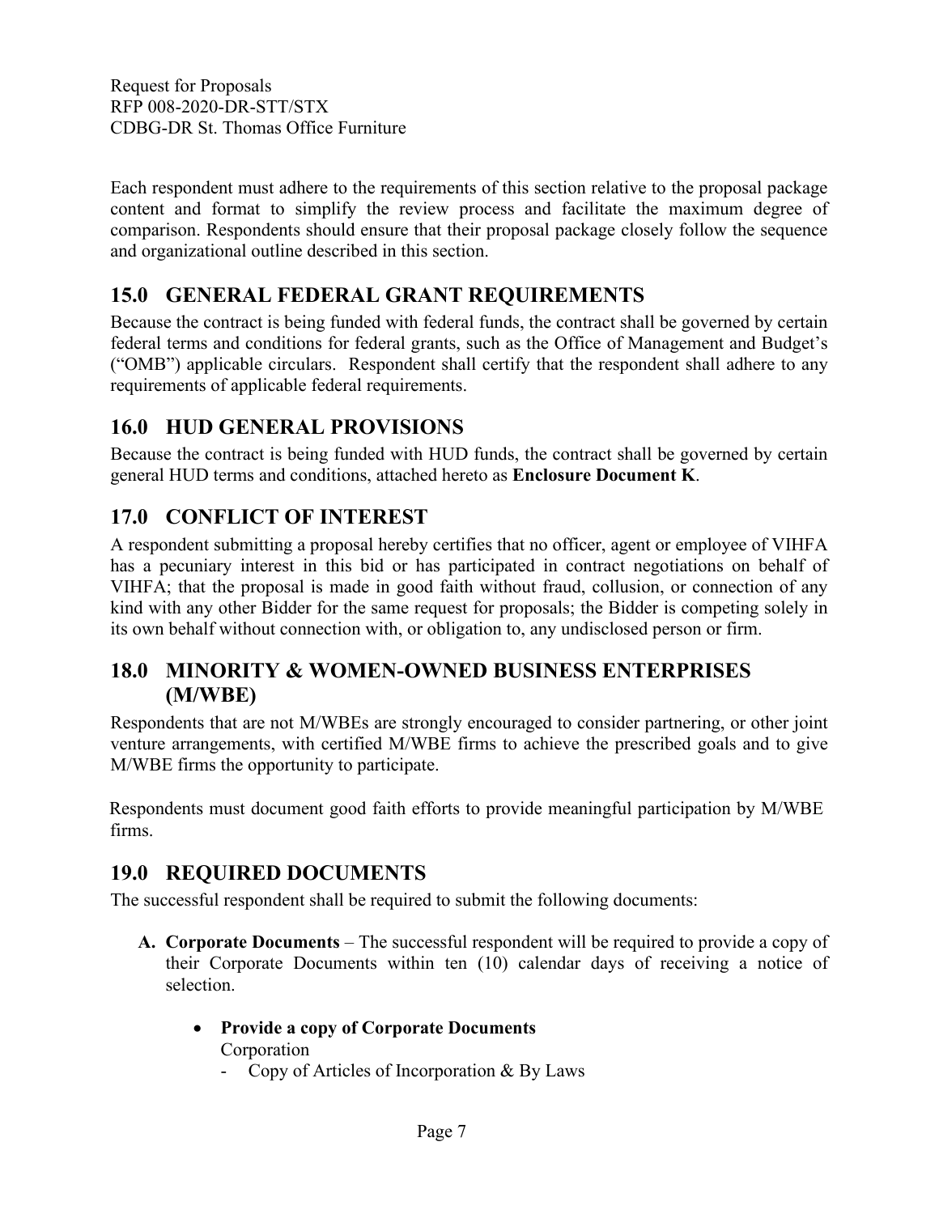Each respondent must adhere to the requirements of this section relative to the proposal package content and format to simplify the review process and facilitate the maximum degree of comparison. Respondents should ensure that their proposal package closely follow the sequence and organizational outline described in this section.

## 15.0 GENERAL FEDERAL GRANT REQUIREMENTS

Because the contract is being funded with federal funds, the contract shall be governed by certain federal terms and conditions for federal grants, such as the Office of Management and Budget's ("OMB") applicable circulars. Respondent shall certify that the respondent shall adhere to any requirements of applicable federal requirements.

## 16.0 HUD GENERAL PROVISIONS

Because the contract is being funded with HUD funds, the contract shall be governed by certain general HUD terms and conditions, attached hereto as **Enclosure Document K**.

## 17.0 CONFLICT OF INTEREST

A respondent submitting a proposal hereby certifies that no officer, agent or employee of VIHFA has a pecuniary interest in this bid or has participated in contract negotiations on behalf of VIHFA; that the proposal is made in good faith without fraud, collusion, or connection of any kind with any other Bidder for the same request for proposals; the Bidder is competing solely in its own behalf without connection with, or obligation to, any undisclosed person or firm.

## 18.0 MINORITY & WOMEN-OWNED BUSINESS ENTERPRISES (M/WBE)

Respondents that are not M/WBEs are strongly encouraged to consider partnering, or other joint venture arrangements, with certified M/WBE firms to achieve the prescribed goals and to give M/WBE firms the opportunity to participate.

Respondents must document good faith efforts to provide meaningful participation by M/WBE firms.

## 19.0 REQUIRED DOCUMENTS

The successful respondent shall be required to submit the following documents:

**A. Corporate Documents** – The successful respondent will be required to provide a copy of their Corporate Documents within ten (10) calendar days of receiving a notice of selection.

- **Provide a copy of Corporate Documents**
  Corporation
  - Copy of Articles of Incorporation & By Laws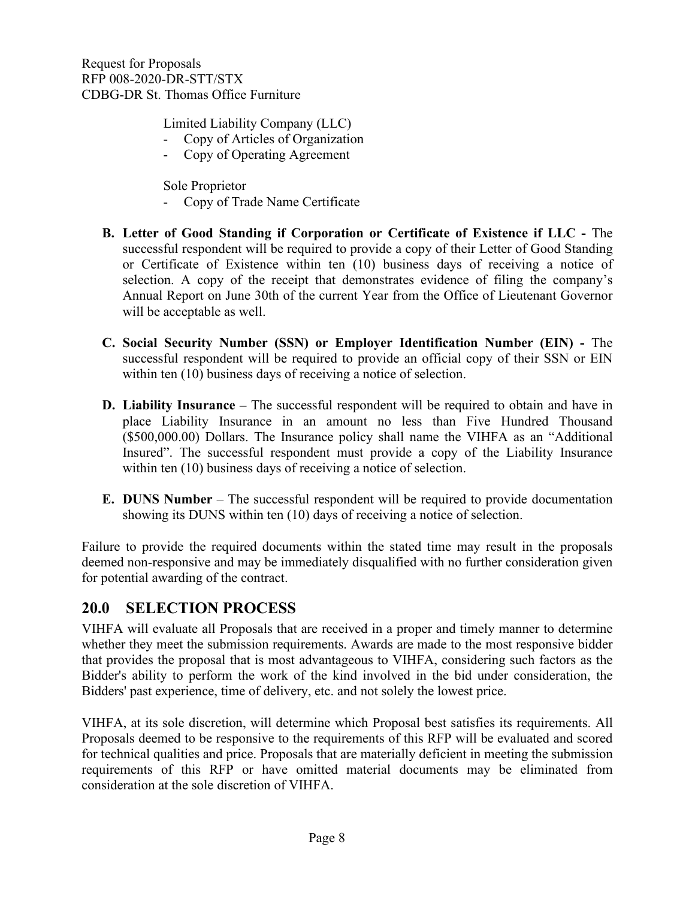Limited Liability Company (LLC)

- Copy of Articles of Organization
- Copy of Operating Agreement

Sole Proprietor

- Copy of Trade Name Certificate

**B. Letter of Good Standing if Corporation or Certificate of Existence if LLC -** The successful respondent will be required to provide a copy of their Letter of Good Standing or Certificate of Existence within ten (10) business days of receiving a notice of selection. A copy of the receipt that demonstrates evidence of filing the company's Annual Report on June 30th of the current Year from the Office of Lieutenant Governor will be acceptable as well.

**C. Social Security Number (SSN) or Employer Identification Number (EIN) -** The successful respondent will be required to provide an official copy of their SSN or EIN within ten (10) business days of receiving a notice of selection.

**D. Liability Insurance –** The successful respondent will be required to obtain and have in place Liability Insurance in an amount no less than Five Hundred Thousand ($500,000.00) Dollars. The Insurance policy shall name the VIHFA as an "Additional Insured". The successful respondent must provide a copy of the Liability Insurance within ten (10) business days of receiving a notice of selection.

**E. DUNS Number** – The successful respondent will be required to provide documentation showing its DUNS within ten (10) days of receiving a notice of selection.

Failure to provide the required documents within the stated time may result in the proposals deemed non-responsive and may be immediately disqualified with no further consideration given for potential awarding of the contract.

## 20.0 SELECTION PROCESS

VIHFA will evaluate all Proposals that are received in a proper and timely manner to determine whether they meet the submission requirements. Awards are made to the most responsive bidder that provides the proposal that is most advantageous to VIHFA, considering such factors as the Bidder's ability to perform the work of the kind involved in the bid under consideration, the Bidders' past experience, time of delivery, etc. and not solely the lowest price.

VIHFA, at its sole discretion, will determine which Proposal best satisfies its requirements. All Proposals deemed to be responsive to the requirements of this RFP will be evaluated and scored for technical qualities and price. Proposals that are materially deficient in meeting the submission requirements of this RFP or have omitted material documents may be eliminated from consideration at the sole discretion of VIHFA.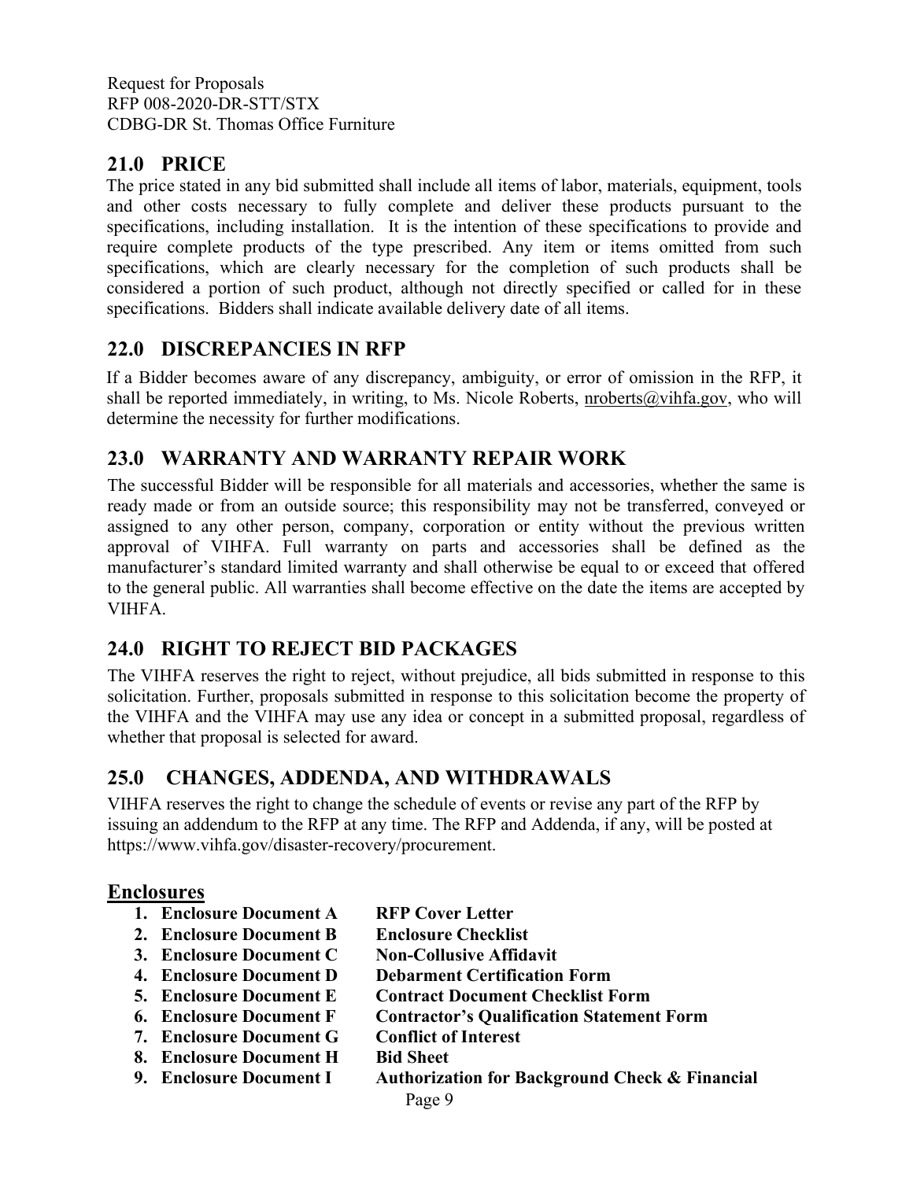## 21.0 PRICE

The price stated in any bid submitted shall include all items of labor, materials, equipment, tools and other costs necessary to fully complete and deliver these products pursuant to the specifications, including installation. It is the intention of these specifications to provide and require complete products of the type prescribed. Any item or items omitted from such specifications, which are clearly necessary for the completion of such products shall be considered a portion of such product, although not directly specified or called for in these specifications. Bidders shall indicate available delivery date of all items.

## 22.0 DISCREPANCIES IN RFP

If a Bidder becomes aware of any discrepancy, ambiguity, or error of omission in the RFP, it shall be reported immediately, in writing, to Ms. Nicole Roberts, nroberts@vihfa.gov, who will determine the necessity for further modifications.

## 23.0 WARRANTY AND WARRANTY REPAIR WORK

The successful Bidder will be responsible for all materials and accessories, whether the same is ready made or from an outside source; this responsibility may not be transferred, conveyed or assigned to any other person, company, corporation or entity without the previous written approval of VIHFA. Full warranty on parts and accessories shall be defined as the manufacturer's standard limited warranty and shall otherwise be equal to or exceed that offered to the general public. All warranties shall become effective on the date the items are accepted by VIHFA.

## 24.0 RIGHT TO REJECT BID PACKAGES

The VIHFA reserves the right to reject, without prejudice, all bids submitted in response to this solicitation. Further, proposals submitted in response to this solicitation become the property of the VIHFA and the VIHFA may use any idea or concept in a submitted proposal, regardless of whether that proposal is selected for award.

## 25.0 CHANGES, ADDENDA, AND WITHDRAWALS

VIHFA reserves the right to change the schedule of events or revise any part of the RFP by issuing an addendum to the RFP at any time. The RFP and Addenda, if any, will be posted at https://www.vihfa.gov/disaster-recovery/procurement.

## Enclosures

1. **Enclosure Document A** **RFP Cover Letter**
2. **Enclosure Document B** **Enclosure Checklist**
3. **Enclosure Document C** **Non-Collusive Affidavit**
4. **Enclosure Document D** **Debarment Certification Form**
5. **Enclosure Document E** **Contract Document Checklist Form**
6. **Enclosure Document F** **Contractor's Qualification Statement Form**
7. **Enclosure Document G** **Conflict of Interest**
8. **Enclosure Document H** **Bid Sheet**
9. **Enclosure Document I** **Authorization for Background Check & Financial**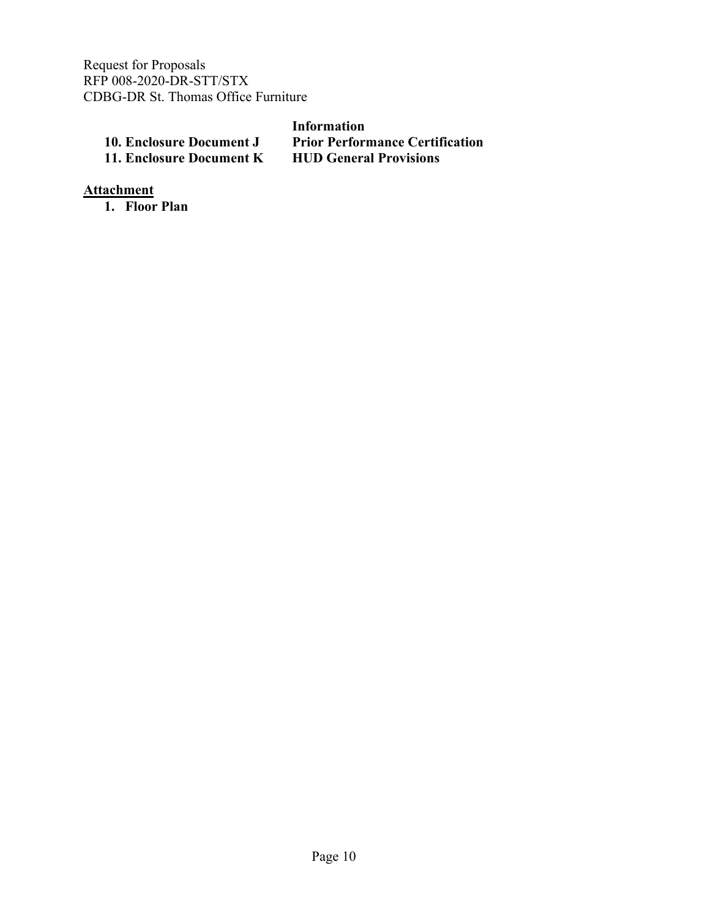| | Information |
|---|---|
| **10. Enclosure Document J** | **Prior Performance Certification** |
| **11. Enclosure Document K** | **HUD General Provisions** |

**Attachment**

1. **Floor Plan**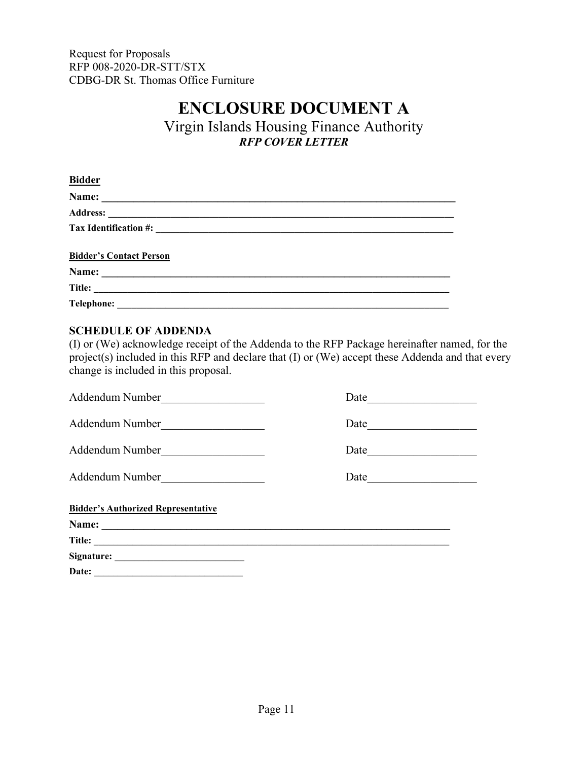Request for Proposals
RFP 008-2020-DR-STT/STX
CDBG-DR St. Thomas Office Furniture

# ENCLOSURE DOCUMENT A

## Virgin Islands Housing Finance Authority

### *RFP COVER LETTER*

**Bidder**

**Name:** ______________________________________________________________________

**Address:** ____________________________________________________________________

**Tax Identification #:** ___________________________________________________________

**Bidder's Contact Person**

**Name:** ______________________________________________________________________

**Title:** _______________________________________________________________________

**Telephone:** __________________________________________________________________

**SCHEDULE OF ADDENDA**

(I) or (We) acknowledge receipt of the Addenda to the RFP Package hereinafter named, for the project(s) included in this RFP and declare that (I) or (We) accept these Addenda and that every change is included in this proposal.

Addendum Number__________________ Date___________________

Addendum Number__________________ Date___________________

Addendum Number__________________ Date___________________

Addendum Number__________________ Date___________________

**Bidder's Authorized Representative**

**Name:** ______________________________________________________________________

**Title:** _______________________________________________________________________

**Signature:** ___________________________

**Date:** ______________________________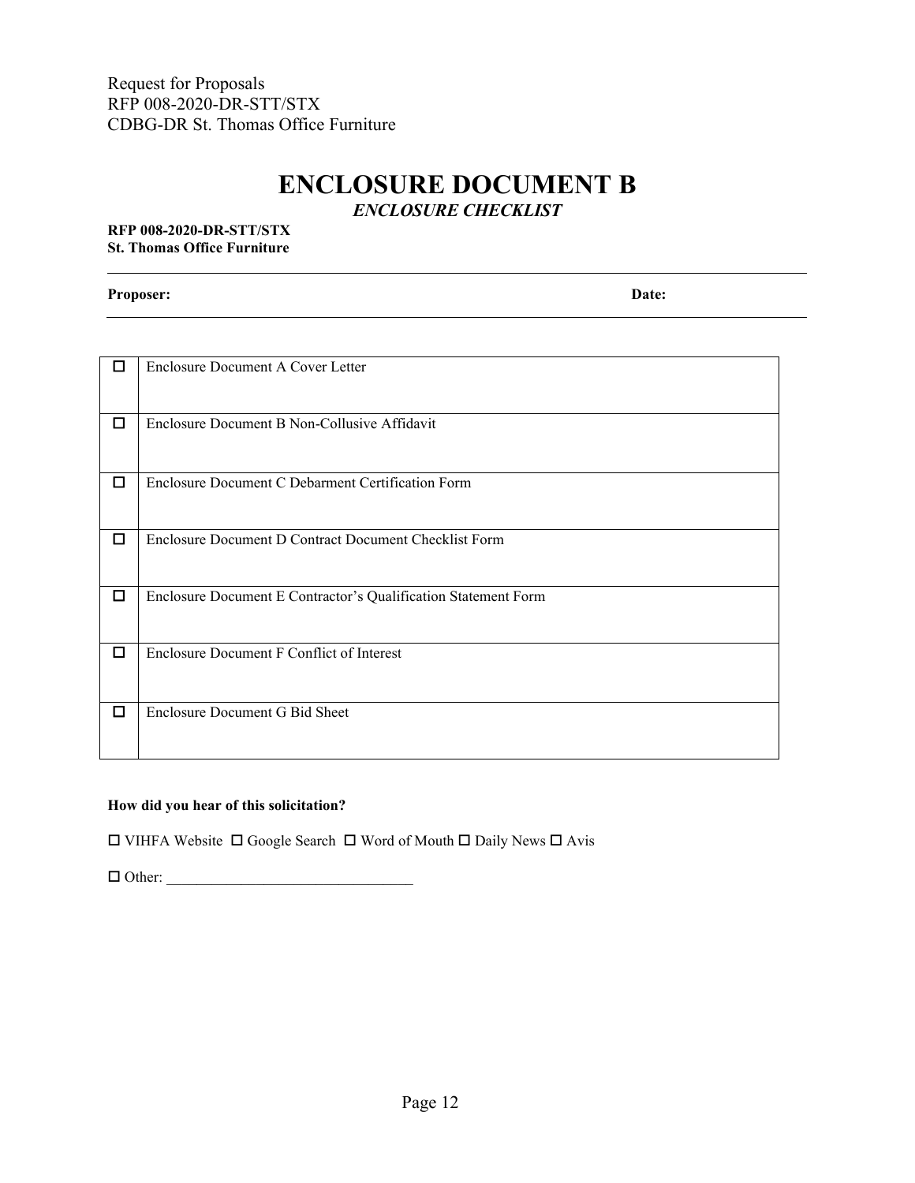Request for Proposals
RFP 008-2020-DR-STT/STX
CDBG-DR St. Thomas Office Furniture

# ENCLOSURE DOCUMENT B

## *ENCLOSURE CHECKLIST*

**RFP 008-2020-DR-STT/STX**
**St. Thomas Office Furniture**

**Proposer:** **Date:**

| | |
|---|---|
| ☐ | Enclosure Document A Cover Letter |
| ☐ | Enclosure Document B Non-Collusive Affidavit |
| ☐ | Enclosure Document C Debarment Certification Form |
| ☐ | Enclosure Document D Contract Document Checklist Form |
| ☐ | Enclosure Document E Contractor's Qualification Statement Form |
| ☐ | Enclosure Document F Conflict of Interest |
| ☐ | Enclosure Document G Bid Sheet |

**How did you hear of this solicitation?**

☐ VIHFA Website ☐ Google Search ☐ Word of Mouth ☐ Daily News ☐ Avis

☐ Other: ________________________________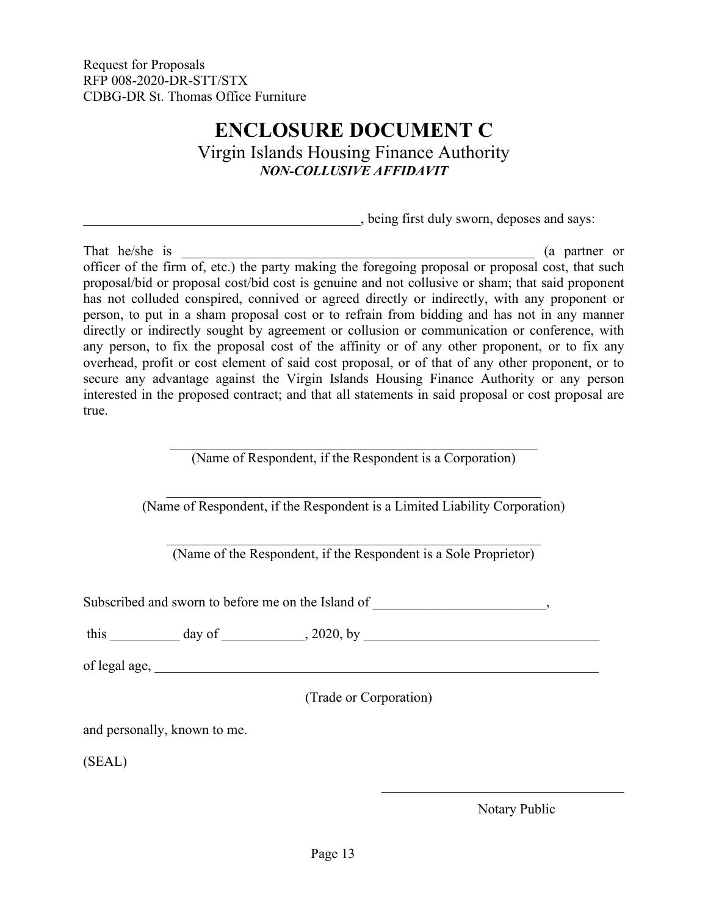Request for Proposals
RFP 008-2020-DR-STT/STX
CDBG-DR St. Thomas Office Furniture

# ENCLOSURE DOCUMENT C

## Virgin Islands Housing Finance Authority

***NON-COLLUSIVE AFFIDAVIT***

________________________________________, being first duly sworn, deposes and says:

That he/she is ______________________________________________________ (a partner or officer of the firm of, etc.) the party making the foregoing proposal or proposal cost, that such proposal/bid or proposal cost/bid cost is genuine and not collusive or sham; that said proponent has not colluded conspired, connived or agreed directly or indirectly, with any proponent or person, to put in a sham proposal cost or to refrain from bidding and has not in any manner directly or indirectly sought by agreement or collusion or communication or conference, with any person, to fix the proposal cost of the affinity or of any other proponent, or to fix any overhead, profit or cost element of said cost proposal, or of that of any other proponent, or to secure any advantage against the Virgin Islands Housing Finance Authority or any person interested in the proposed contract; and that all statements in said proposal or cost proposal are true.

______________________________________________________
(Name of Respondent, if the Respondent is a Corporation)

______________________________________________________
(Name of Respondent, if the Respondent is a Limited Liability Corporation)

______________________________________________________
(Name of the Respondent, if the Respondent is a Sole Proprietor)

Subscribed and sworn to before me on the Island of _________________________,

this __________ day of ____________, 2020, by __________________________________

of legal age, ____________________________________________________________________

(Trade or Corporation)

and personally, known to me.

(SEAL)

____________________________________
Notary Public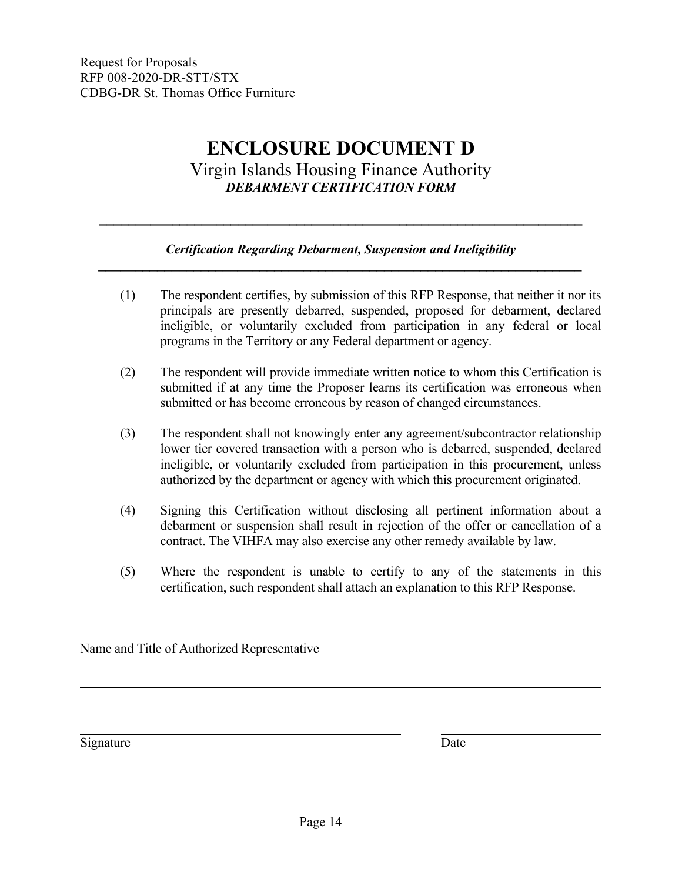Request for Proposals
RFP 008-2020-DR-STT/STX
CDBG-DR St. Thomas Office Furniture

# ENCLOSURE DOCUMENT D

## Virgin Islands Housing Finance Authority

***DEBARMENT CERTIFICATION FORM***

---

***Certification Regarding Debarment, Suspension and Ineligibility***

---

(1) The respondent certifies, by submission of this RFP Response, that neither it nor its principals are presently debarred, suspended, proposed for debarment, declared ineligible, or voluntarily excluded from participation in any federal or local programs in the Territory or any Federal department or agency.

(2) The respondent will provide immediate written notice to whom this Certification is submitted if at any time the Proposer learns its certification was erroneous when submitted or has become erroneous by reason of changed circumstances.

(3) The respondent shall not knowingly enter any agreement/subcontractor relationship lower tier covered transaction with a person who is debarred, suspended, declared ineligible, or voluntarily excluded from participation in this procurement, unless authorized by the department or agency with which this procurement originated.

(4) Signing this Certification without disclosing all pertinent information about a debarment or suspension shall result in rejection of the offer or cancellation of a contract. The VIHFA may also exercise any other remedy available by law.

(5) Where the respondent is unable to certify to any of the statements in this certification, such respondent shall attach an explanation to this RFP Response.

Name and Title of Authorized Representative

\_\_\_\_\_\_\_\_\_\_\_\_\_\_\_\_\_\_\_\_\_\_\_\_\_\_\_\_\_\_\_\_\_\_\_\_\_\_\_\_\_\_\_\_\_\_\_\_\_\_\_\_\_\_\_\_

\_\_\_\_\_\_\_\_\_\_\_\_\_\_\_\_\_\_\_\_\_\_\_\_\_\_\_\_\_\_\_\_\_\_\_\_ \_\_\_\_\_\_\_\_\_\_\_\_\_\_\_\_\_\_

Signature Date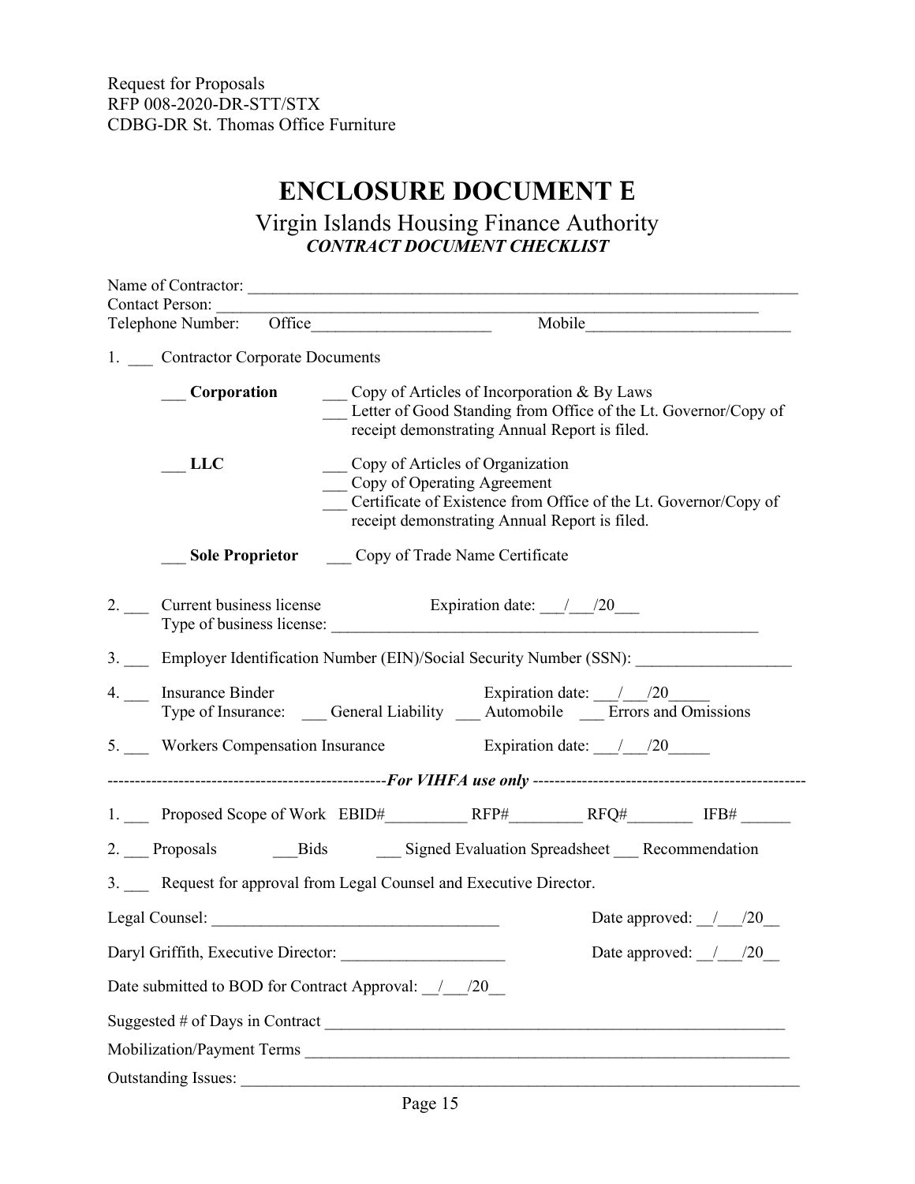Request for Proposals
RFP 008-2020-DR-STT/STX
CDBG-DR St. Thomas Office Furniture

# ENCLOSURE DOCUMENT E

## Virgin Islands Housing Finance Authority

***CONTRACT DOCUMENT CHECKLIST***

Name of Contractor: ______________________________________________________________________
Contact Person: ________________________________________________________________________
Telephone Number: Office______________________ Mobile_________________________

1. ___ Contractor Corporate Documents

   ___ **Corporation** ___ Copy of Articles of Incorporation & By Laws
   ___ Letter of Good Standing from Office of the Lt. Governor/Copy of receipt demonstrating Annual Report is filed.

   ___ **LLC** ___ Copy of Articles of Organization
   ___ Copy of Operating Agreement
   ___ Certificate of Existence from Office of the Lt. Governor/Copy of receipt demonstrating Annual Report is filed.

   ___ **Sole Proprietor** ___ Copy of Trade Name Certificate

2. ___ Current business license Expiration date: ___/___/20___
   Type of business license: ______________________________________________________

3. ___ Employer Identification Number (EIN)/Social Security Number (SSN): ___________________

4. ___ Insurance Binder Expiration date: ___/___/20_____
   Type of Insurance: ___ General Liability ___ Automobile ___ Errors and Omissions

5. ___ Workers Compensation Insurance Expiration date: ___/___/20_____

--------------------------------------------------*For VIHFA use only*--------------------------------------------------

1. ___ Proposed Scope of Work EBID#__________ RFP#_________ RFQ#________ IFB# ______

2. ___ Proposals ___Bids ___ Signed Evaluation Spreadsheet ___ Recommendation

3. ___ Request for approval from Legal Counsel and Executive Director.

Legal Counsel: ___________________________________ Date approved: __/___/20__

Daryl Griffith, Executive Director: ___________________ Date approved: __/___/20__

Date submitted to BOD for Contract Approval: __/___/20__

Suggested # of Days in Contract __________________________________________________________

Mobilization/Payment Terms _____________________________________________________________

Outstanding Issues: ____________________________________________________________________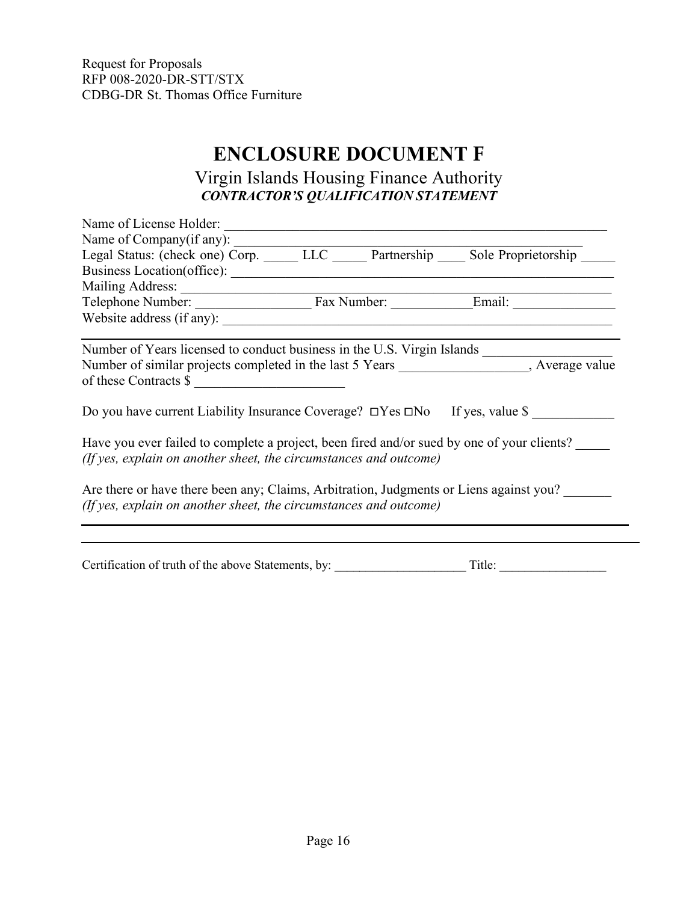Request for Proposals
RFP 008-2020-DR-STT/STX
CDBG-DR St. Thomas Office Furniture

# ENCLOSURE DOCUMENT F

## Virgin Islands Housing Finance Authority

***CONTRACTOR'S QUALIFICATION STATEMENT***

Name of License Holder: ___________________________________________________________

Name of Company(if any): _______________________________________________________

Legal Status: (check one) Corp. _____ LLC _____ Partnership ____ Sole Proprietorship _____

Business Location(office): ___________________________________________________________

Mailing Address: ___________________________________________________________________

Telephone Number: _________________ Fax Number: ____________Email: _______________

Website address (if any): _____________________________________________________________

---

Number of Years licensed to conduct business in the U.S. Virgin Islands ___________________

Number of similar projects completed in the last 5 Years ___________________, Average value of these Contracts $ _______________________

Do you have current Liability Insurance Coverage? ☐Yes ☐No If yes, value $ ____________

Have you ever failed to complete a project, been fired and/or sued by one of your clients? _____
*(If yes, explain on another sheet, the circumstances and outcome)*

Are there or have there been any; Claims, Arbitration, Judgments or Liens against you? _______
*(If yes, explain on another sheet, the circumstances and outcome)*

---

---

Certification of truth of the above Statements, by: _____________________ Title: _________________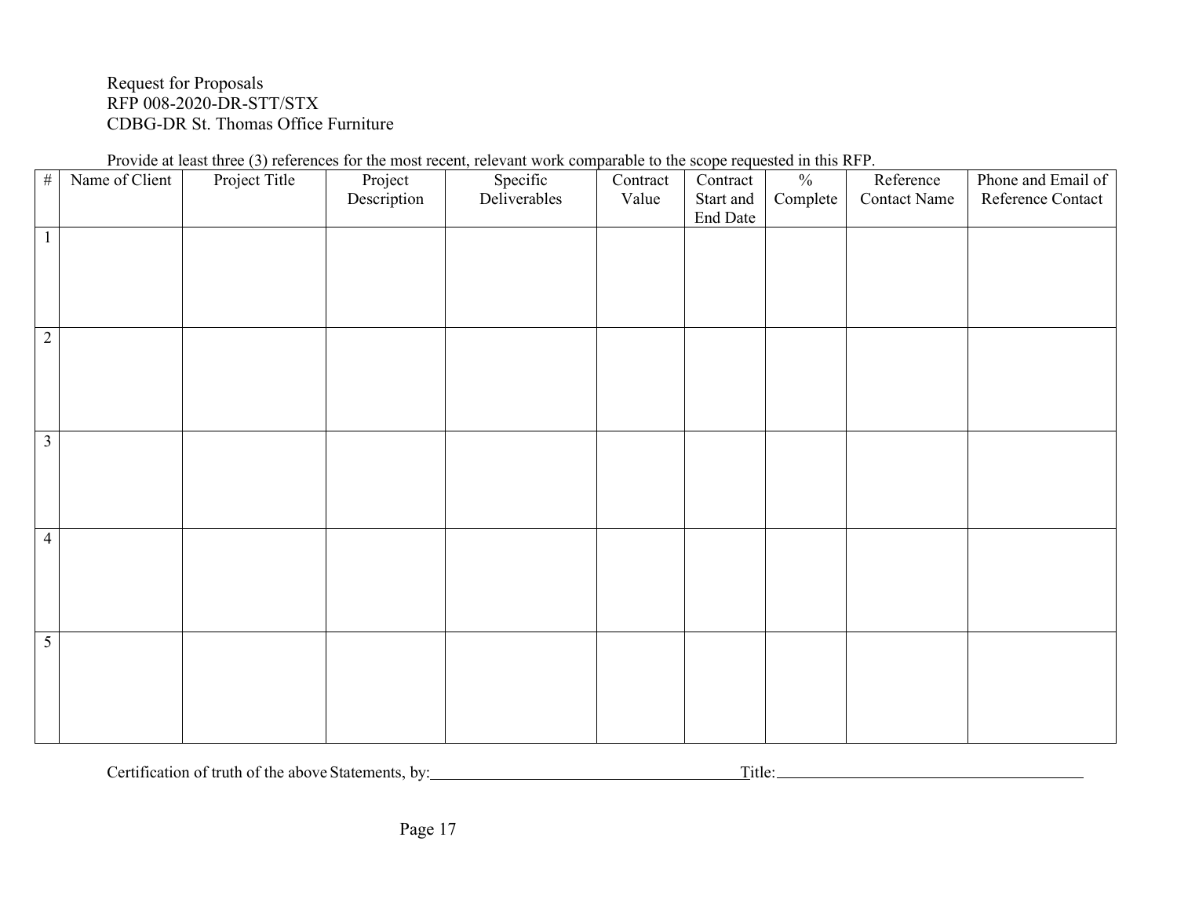Request for Proposals
RFP 008-2020-DR-STT/STX
CDBG-DR St. Thomas Office Furniture

Provide at least three (3) references for the most recent, relevant work comparable to the scope requested in this RFP.

| # | Name of Client | Project Title | Project Description | Specific Deliverables | Contract Value | Contract Start and End Date | % Complete | Reference Contact Name | Phone and Email of Reference Contact |
|---|---|---|---|---|---|---|---|---|---|
| 1 | | | | | | | | | |
| 2 | | | | | | | | | |
| 3 | | | | | | | | | |
| 4 | | | | | | | | | |
| 5 | | | | | | | | | |

Certification of truth of the above Statements, by:______________________________ Title:______________________________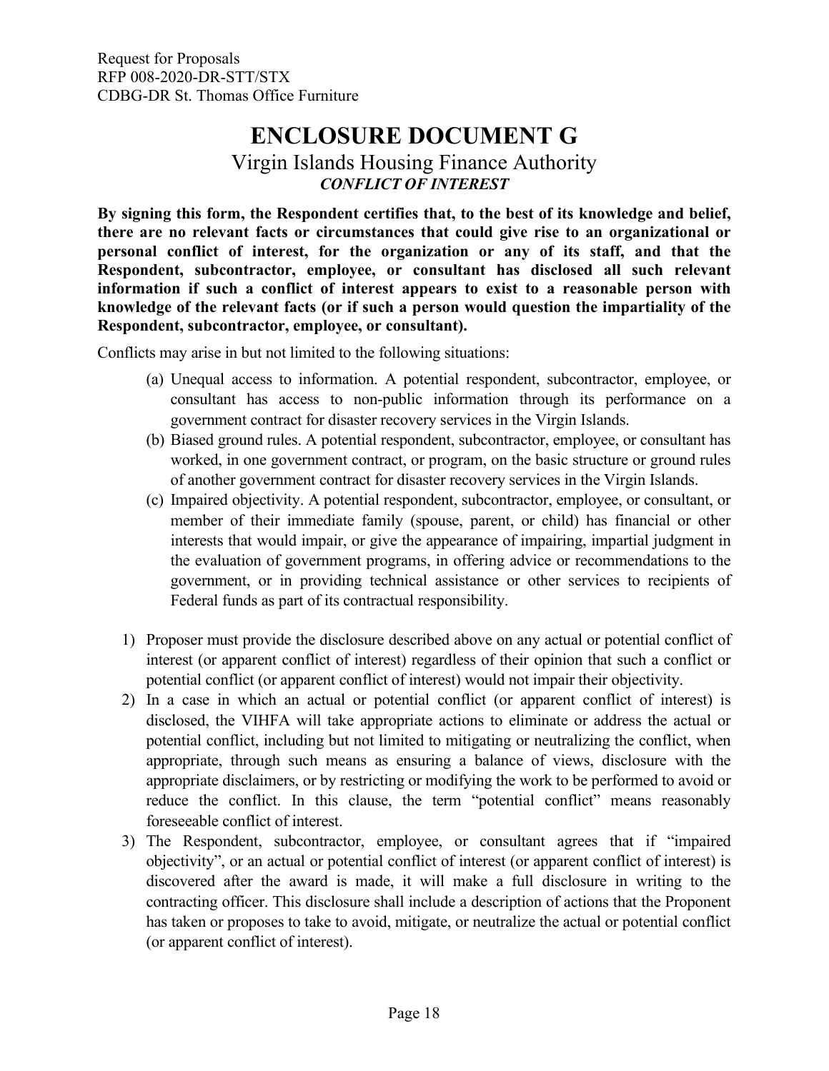# ENCLOSURE DOCUMENT G

## Virgin Islands Housing Finance Authority

***CONFLICT OF INTEREST***

**By signing this form, the Respondent certifies that, to the best of its knowledge and belief, there are no relevant facts or circumstances that could give rise to an organizational or personal conflict of interest, for the organization or any of its staff, and that the Respondent, subcontractor, employee, or consultant has disclosed all such relevant information if such a conflict of interest appears to exist to a reasonable person with knowledge of the relevant facts (or if such a person would question the impartiality of the Respondent, subcontractor, employee, or consultant).**

Conflicts may arise in but not limited to the following situations:

(a) Unequal access to information. A potential respondent, subcontractor, employee, or consultant has access to non-public information through its performance on a government contract for disaster recovery services in the Virgin Islands.

(b) Biased ground rules. A potential respondent, subcontractor, employee, or consultant has worked, in one government contract, or program, on the basic structure or ground rules of another government contract for disaster recovery services in the Virgin Islands.

(c) Impaired objectivity. A potential respondent, subcontractor, employee, or consultant, or member of their immediate family (spouse, parent, or child) has financial or other interests that would impair, or give the appearance of impairing, impartial judgment in the evaluation of government programs, in offering advice or recommendations to the government, or in providing technical assistance or other services to recipients of Federal funds as part of its contractual responsibility.

1) Proposer must provide the disclosure described above on any actual or potential conflict of interest (or apparent conflict of interest) regardless of their opinion that such a conflict or potential conflict (or apparent conflict of interest) would not impair their objectivity.
2) In a case in which an actual or potential conflict (or apparent conflict of interest) is disclosed, the VIHFA will take appropriate actions to eliminate or address the actual or potential conflict, including but not limited to mitigating or neutralizing the conflict, when appropriate, through such means as ensuring a balance of views, disclosure with the appropriate disclaimers, or by restricting or modifying the work to be performed to avoid or reduce the conflict. In this clause, the term "potential conflict" means reasonably foreseeable conflict of interest.
3) The Respondent, subcontractor, employee, or consultant agrees that if "impaired objectivity", or an actual or potential conflict of interest (or apparent conflict of interest) is discovered after the award is made, it will make a full disclosure in writing to the contracting officer. This disclosure shall include a description of actions that the Proponent has taken or proposes to take to avoid, mitigate, or neutralize the actual or potential conflict (or apparent conflict of interest).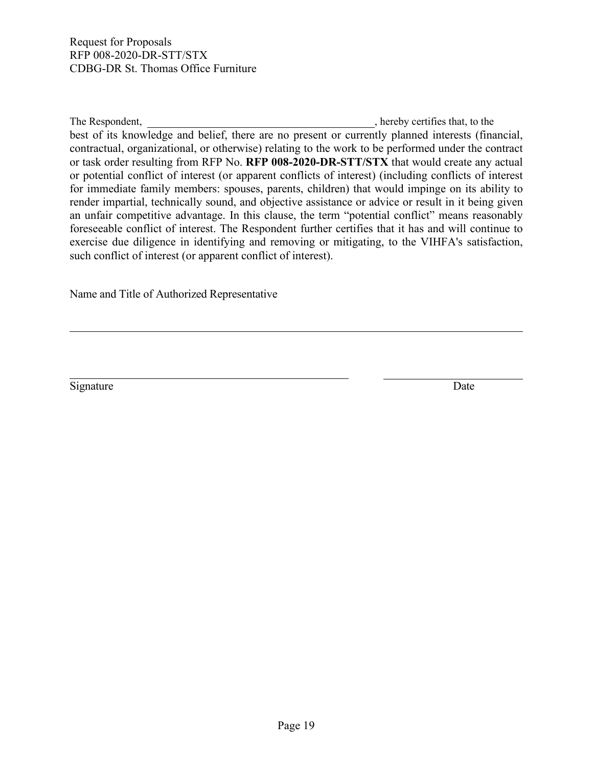The Respondent, ________________________________________, hereby certifies that, to the best of its knowledge and belief, there are no present or currently planned interests (financial, contractual, organizational, or otherwise) relating to the work to be performed under the contract or task order resulting from RFP No. **RFP 008-2020-DR-STT/STX** that would create any actual or potential conflict of interest (or apparent conflicts of interest) (including conflicts of interest for immediate family members: spouses, parents, children) that would impinge on its ability to render impartial, technically sound, and objective assistance or advice or result in it being given an unfair competitive advantage. In this clause, the term "potential conflict" means reasonably foreseeable conflict of interest. The Respondent further certifies that it has and will continue to exercise due diligence in identifying and removing or mitigating, to the VIHFA's satisfaction, such conflict of interest (or apparent conflict of interest).

Name and Title of Authorized Representative

______________________________________________________________

______________________________________ ____________________

Signature Date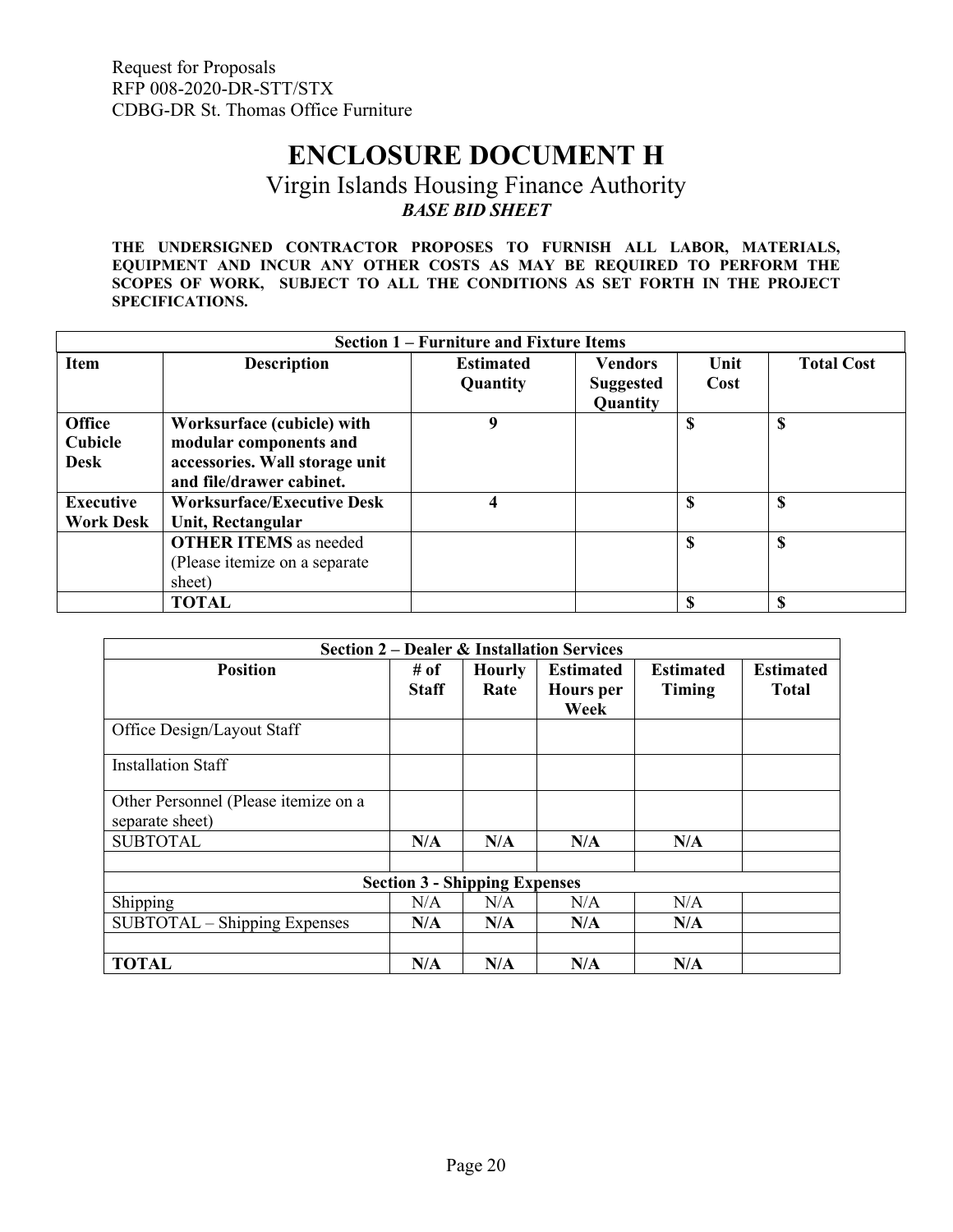Request for Proposals
RFP 008-2020-DR-STT/STX
CDBG-DR St. Thomas Office Furniture

# ENCLOSURE DOCUMENT H

## Virgin Islands Housing Finance Authority

***BASE BID SHEET***

**THE UNDERSIGNED CONTRACTOR PROPOSES TO FURNISH ALL LABOR, MATERIALS, EQUIPMENT AND INCUR ANY OTHER COSTS AS MAY BE REQUIRED TO PERFORM THE SCOPES OF WORK, SUBJECT TO ALL THE CONDITIONS AS SET FORTH IN THE PROJECT SPECIFICATIONS.**

| **Section 1 – Furniture and Fixture Items** | | | | | |
|---|---|---|---|---|---|
| **Item** | **Description** | **Estimated Quantity** | **Vendors Suggested Quantity** | **Unit Cost** | **Total Cost** |
| **Office Cubicle Desk** | **Worksurface (cubicle) with modular components and accessories. Wall storage unit and file/drawer cabinet.** | **9** | | **$** | **$** |
| **Executive Work Desk** | **Worksurface/Executive Desk Unit, Rectangular** | **4** | | **$** | **$** |
| | **OTHER ITEMS** as needed (Please itemize on a separate sheet) | | | **$** | **$** |
| | **TOTAL** | | | **$** | **$** |

| **Section 2 – Dealer & Installation Services** | | | | | |
|---|---|---|---|---|---|
| **Position** | **# of Staff** | **Hourly Rate** | **Estimated Hours per Week** | **Estimated Timing** | **Estimated Total** |
| Office Design/Layout Staff | | | | | |
| Installation Staff | | | | | |
| Other Personnel (Please itemize on a separate sheet) | | | | | |
| SUBTOTAL | **N/A** | **N/A** | **N/A** | **N/A** | |
| | | | | | |
| **Section 3 - Shipping Expenses** | | | | | |
| Shipping | N/A | N/A | N/A | N/A | |
| SUBTOTAL – Shipping Expenses | **N/A** | **N/A** | **N/A** | **N/A** | |
| | | | | | |
| **TOTAL** | **N/A** | **N/A** | **N/A** | **N/A** | |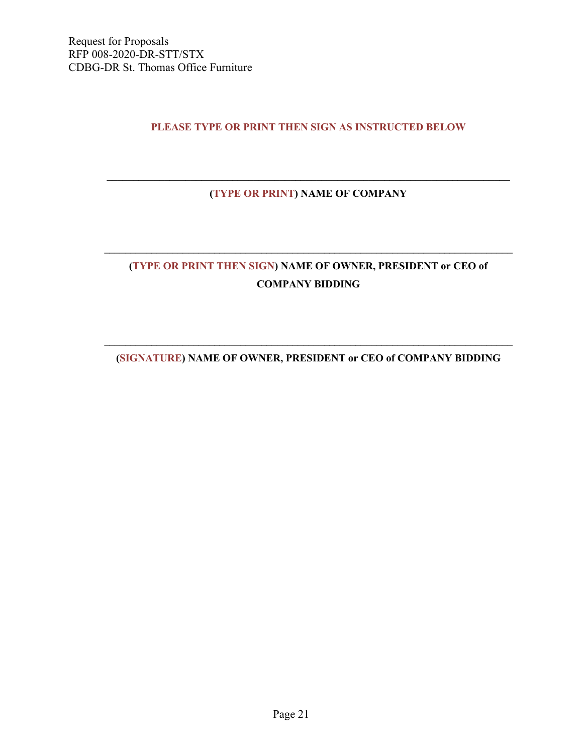**PLEASE TYPE OR PRINT THEN SIGN AS INSTRUCTED BELOW**

\_\_\_\_\_\_\_\_\_\_\_\_\_\_\_\_\_\_\_\_\_\_\_\_\_\_\_\_\_\_\_\_\_\_\_\_\_\_\_\_\_\_\_\_\_\_\_\_\_\_\_\_\_\_\_\_\_\_\_\_\_\_\_\_\_\_\_\_\_\_

**(TYPE OR PRINT) NAME OF COMPANY**

\_\_\_\_\_\_\_\_\_\_\_\_\_\_\_\_\_\_\_\_\_\_\_\_\_\_\_\_\_\_\_\_\_\_\_\_\_\_\_\_\_\_\_\_\_\_\_\_\_\_\_\_\_\_\_\_\_\_\_\_\_\_\_\_\_\_\_\_\_\_

**(TYPE OR PRINT THEN SIGN) NAME OF OWNER, PRESIDENT or CEO of COMPANY BIDDING**

\_\_\_\_\_\_\_\_\_\_\_\_\_\_\_\_\_\_\_\_\_\_\_\_\_\_\_\_\_\_\_\_\_\_\_\_\_\_\_\_\_\_\_\_\_\_\_\_\_\_\_\_\_\_\_\_\_\_\_\_\_\_\_\_\_\_\_\_\_\_

**(SIGNATURE) NAME OF OWNER, PRESIDENT or CEO of COMPANY BIDDING**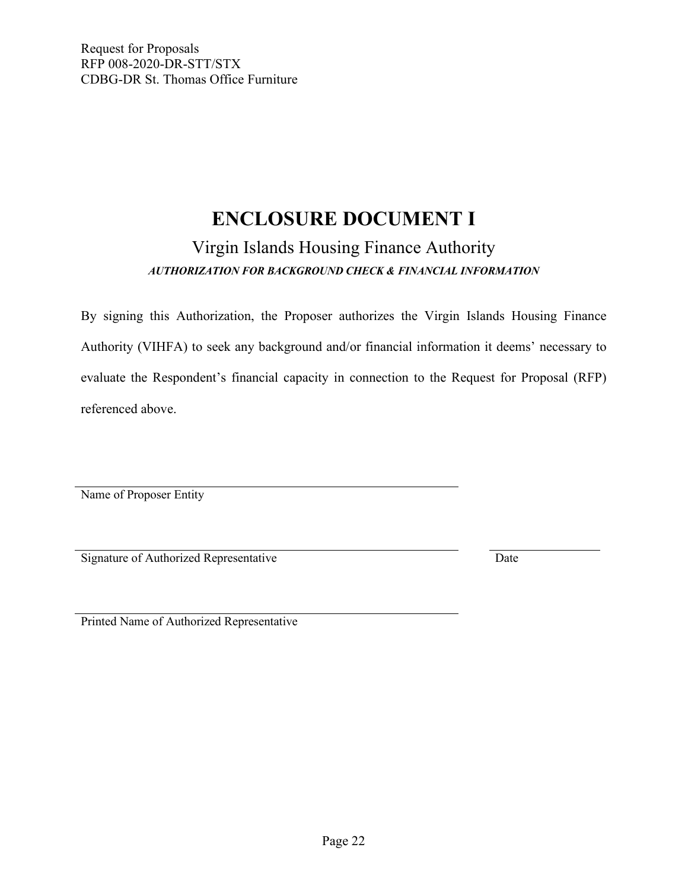Request for Proposals
RFP 008-2020-DR-STT/STX
CDBG-DR St. Thomas Office Furniture

# ENCLOSURE DOCUMENT I

## Virgin Islands Housing Finance Authority

***AUTHORIZATION FOR BACKGROUND CHECK & FINANCIAL INFORMATION***

By signing this Authorization, the Proposer authorizes the Virgin Islands Housing Finance Authority (VIHFA) to seek any background and/or financial information it deems' necessary to evaluate the Respondent's financial capacity in connection to the Request for Proposal (RFP) referenced above.

\_\_\_\_\_\_\_\_\_\_\_\_\_\_\_\_\_\_\_\_\_\_\_\_\_\_\_\_\_\_\_\_\_\_\_\_\_\_\_\_\_\_\_\_
Name of Proposer Entity

\_\_\_\_\_\_\_\_\_\_\_\_\_\_\_\_\_\_\_\_\_\_\_\_\_\_\_\_\_\_\_\_\_\_\_\_\_\_\_\_\_\_\_\_ \_\_\_\_\_\_\_\_\_\_\_\_\_\_
Signature of Authorized Representative Date

\_\_\_\_\_\_\_\_\_\_\_\_\_\_\_\_\_\_\_\_\_\_\_\_\_\_\_\_\_\_\_\_\_\_\_\_\_\_\_\_\_\_\_\_
Printed Name of Authorized Representative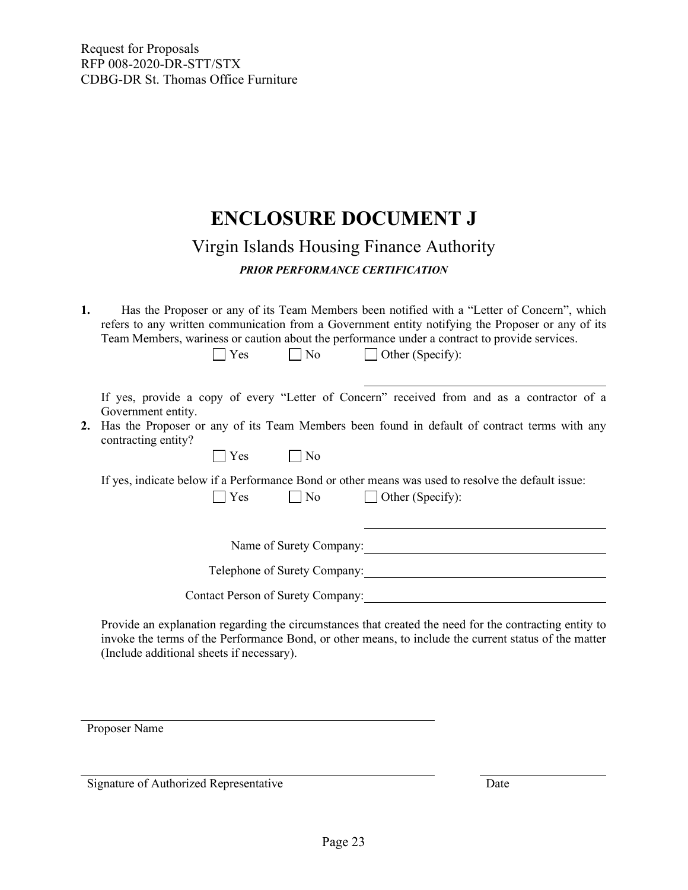Request for Proposals
RFP 008-2020-DR-STT/STX
CDBG-DR St. Thomas Office Furniture

# ENCLOSURE DOCUMENT J

## Virgin Islands Housing Finance Authority

***PRIOR PERFORMANCE CERTIFICATION***

**1.** Has the Proposer or any of its Team Members been notified with a "Letter of Concern", which refers to any written communication from a Government entity notifying the Proposer or any of its Team Members, wariness or caution about the performance under a contract to provide services.

☐ Yes ☐ No ☐ Other (Specify): ____________________

If yes, provide a copy of every "Letter of Concern" received from and as a contractor of a Government entity.

**2.** Has the Proposer or any of its Team Members been found in default of contract terms with any contracting entity?

☐ Yes ☐ No

If yes, indicate below if a Performance Bond or other means was used to resolve the default issue:

☐ Yes ☐ No ☐ Other (Specify): ____________________

Name of Surety Company: ____________________

Telephone of Surety Company: ____________________

Contact Person of Surety Company: ____________________

Provide an explanation regarding the circumstances that created the need for the contracting entity to invoke the terms of the Performance Bond, or other means, to include the current status of the matter (Include additional sheets if necessary).

____________________
Proposer Name

____________________ ____________________
Signature of Authorized Representative Date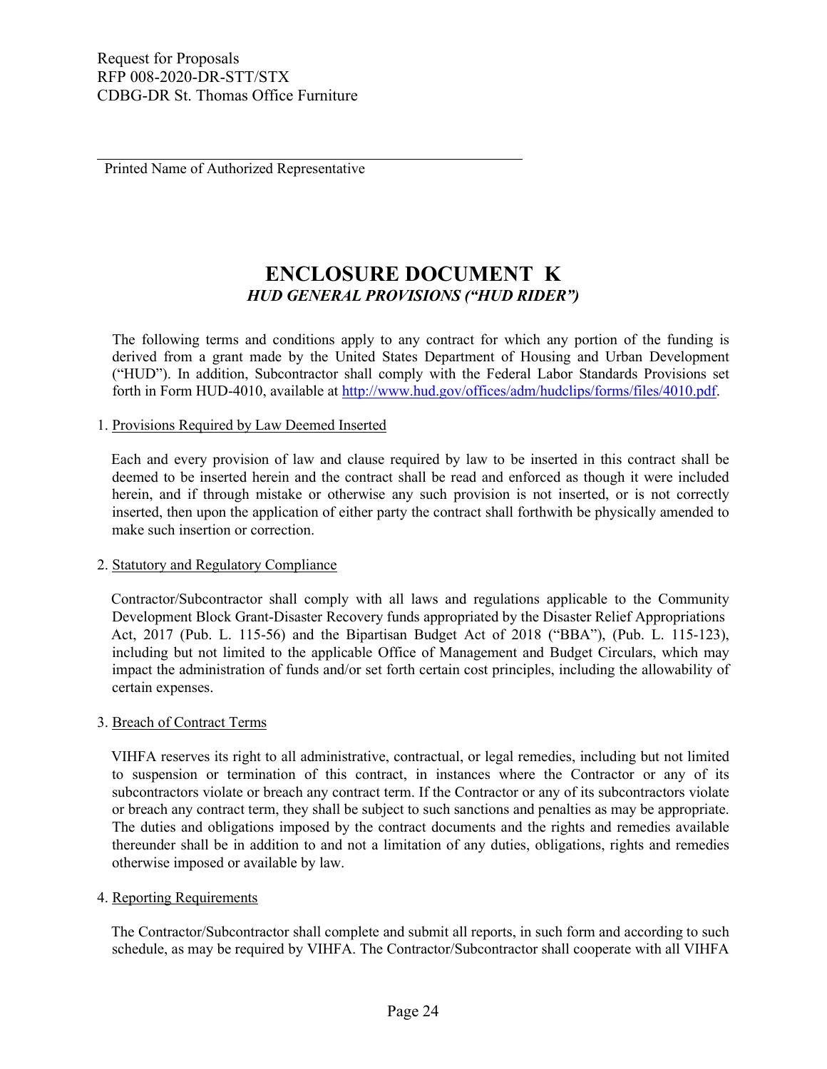______________________________________________

Printed Name of Authorized Representative

# ENCLOSURE DOCUMENT K

## *HUD GENERAL PROVISIONS ("HUD RIDER")*

The following terms and conditions apply to any contract for which any portion of the funding is derived from a grant made by the United States Department of Housing and Urban Development ("HUD"). In addition, Subcontractor shall comply with the Federal Labor Standards Provisions set forth in Form HUD-4010, available at http://www.hud.gov/offices/adm/hudclips/forms/files/4010.pdf.

1. Provisions Required by Law Deemed Inserted

Each and every provision of law and clause required by law to be inserted in this contract shall be deemed to be inserted herein and the contract shall be read and enforced as though it were included herein, and if through mistake or otherwise any such provision is not inserted, or is not correctly inserted, then upon the application of either party the contract shall forthwith be physically amended to make such insertion or correction.

2. Statutory and Regulatory Compliance

Contractor/Subcontractor shall comply with all laws and regulations applicable to the Community Development Block Grant-Disaster Recovery funds appropriated by the Disaster Relief Appropriations Act, 2017 (Pub. L. 115-56) and the Bipartisan Budget Act of 2018 ("BBA"), (Pub. L. 115-123), including but not limited to the applicable Office of Management and Budget Circulars, which may impact the administration of funds and/or set forth certain cost principles, including the allowability of certain expenses.

3. Breach of Contract Terms

VIHFA reserves its right to all administrative, contractual, or legal remedies, including but not limited to suspension or termination of this contract, in instances where the Contractor or any of its subcontractors violate or breach any contract term. If the Contractor or any of its subcontractors violate or breach any contract term, they shall be subject to such sanctions and penalties as may be appropriate. The duties and obligations imposed by the contract documents and the rights and remedies available thereunder shall be in addition to and not a limitation of any duties, obligations, rights and remedies otherwise imposed or available by law.

4. Reporting Requirements

The Contractor/Subcontractor shall complete and submit all reports, in such form and according to such schedule, as may be required by VIHFA. The Contractor/Subcontractor shall cooperate with all VIHFA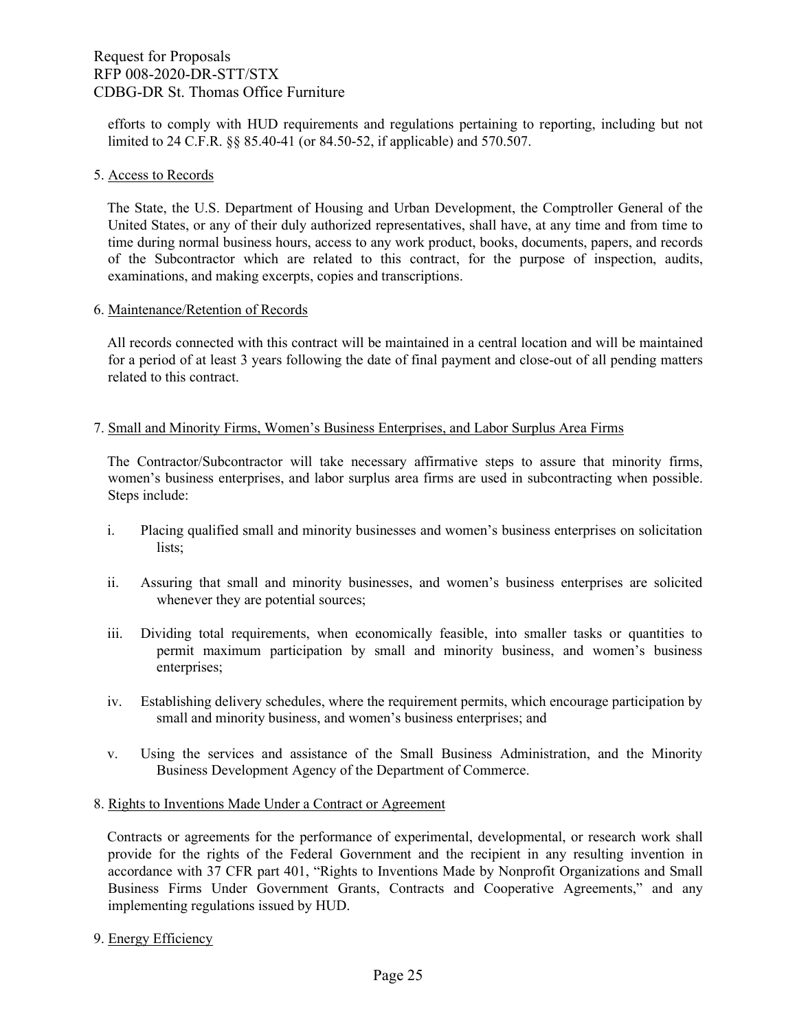efforts to comply with HUD requirements and regulations pertaining to reporting, including but not limited to 24 C.F.R. §§ 85.40-41 (or 84.50-52, if applicable) and 570.507.

5. Access to Records

The State, the U.S. Department of Housing and Urban Development, the Comptroller General of the United States, or any of their duly authorized representatives, shall have, at any time and from time to time during normal business hours, access to any work product, books, documents, papers, and records of the Subcontractor which are related to this contract, for the purpose of inspection, audits, examinations, and making excerpts, copies and transcriptions.

6. Maintenance/Retention of Records

All records connected with this contract will be maintained in a central location and will be maintained for a period of at least 3 years following the date of final payment and close-out of all pending matters related to this contract.

7. Small and Minority Firms, Women's Business Enterprises, and Labor Surplus Area Firms

The Contractor/Subcontractor will take necessary affirmative steps to assure that minority firms, women's business enterprises, and labor surplus area firms are used in subcontracting when possible. Steps include:

i. Placing qualified small and minority businesses and women's business enterprises on solicitation lists;

ii. Assuring that small and minority businesses, and women's business enterprises are solicited whenever they are potential sources;

iii. Dividing total requirements, when economically feasible, into smaller tasks or quantities to permit maximum participation by small and minority business, and women's business enterprises;

iv. Establishing delivery schedules, where the requirement permits, which encourage participation by small and minority business, and women's business enterprises; and

v. Using the services and assistance of the Small Business Administration, and the Minority Business Development Agency of the Department of Commerce.

8. Rights to Inventions Made Under a Contract or Agreement

Contracts or agreements for the performance of experimental, developmental, or research work shall provide for the rights of the Federal Government and the recipient in any resulting invention in accordance with 37 CFR part 401, "Rights to Inventions Made by Nonprofit Organizations and Small Business Firms Under Government Grants, Contracts and Cooperative Agreements," and any implementing regulations issued by HUD.

9. Energy Efficiency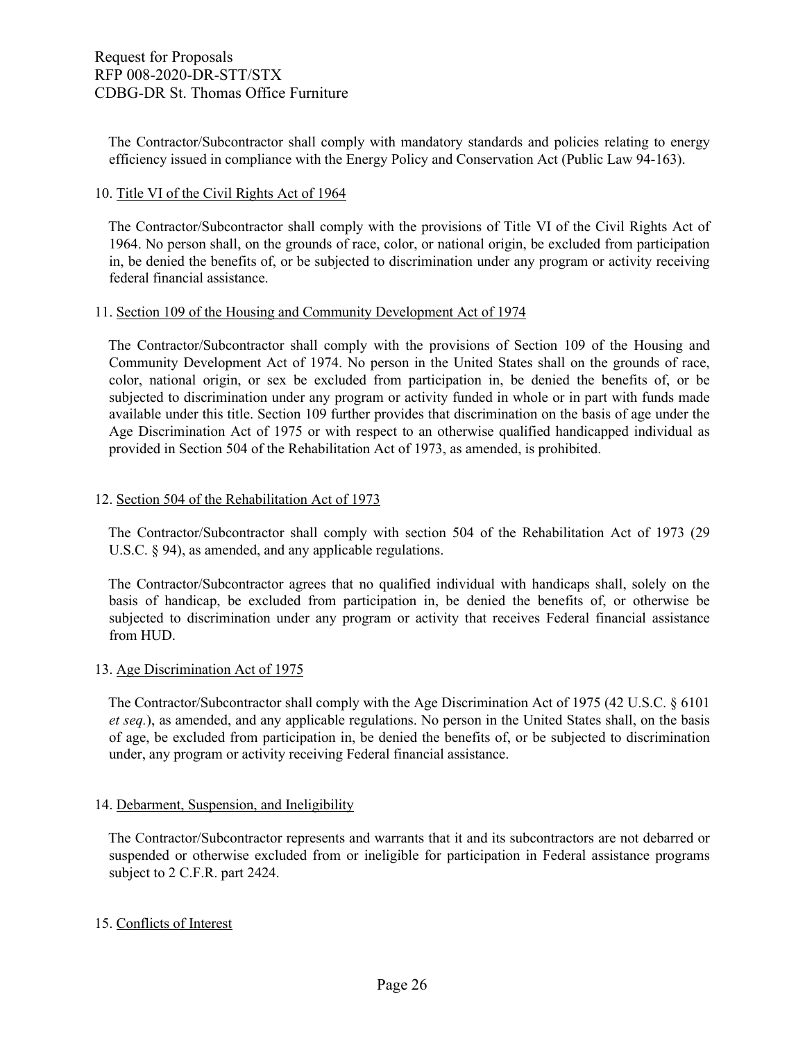The Contractor/Subcontractor shall comply with mandatory standards and policies relating to energy efficiency issued in compliance with the Energy Policy and Conservation Act (Public Law 94-163).

10. Title VI of the Civil Rights Act of 1964

The Contractor/Subcontractor shall comply with the provisions of Title VI of the Civil Rights Act of 1964. No person shall, on the grounds of race, color, or national origin, be excluded from participation in, be denied the benefits of, or be subjected to discrimination under any program or activity receiving federal financial assistance.

11. Section 109 of the Housing and Community Development Act of 1974

The Contractor/Subcontractor shall comply with the provisions of Section 109 of the Housing and Community Development Act of 1974. No person in the United States shall on the grounds of race, color, national origin, or sex be excluded from participation in, be denied the benefits of, or be subjected to discrimination under any program or activity funded in whole or in part with funds made available under this title. Section 109 further provides that discrimination on the basis of age under the Age Discrimination Act of 1975 or with respect to an otherwise qualified handicapped individual as provided in Section 504 of the Rehabilitation Act of 1973, as amended, is prohibited.

12. Section 504 of the Rehabilitation Act of 1973

The Contractor/Subcontractor shall comply with section 504 of the Rehabilitation Act of 1973 (29 U.S.C. § 94), as amended, and any applicable regulations.

The Contractor/Subcontractor agrees that no qualified individual with handicaps shall, solely on the basis of handicap, be excluded from participation in, be denied the benefits of, or otherwise be subjected to discrimination under any program or activity that receives Federal financial assistance from HUD.

13. Age Discrimination Act of 1975

The Contractor/Subcontractor shall comply with the Age Discrimination Act of 1975 (42 U.S.C. § 6101 *et seq.*), as amended, and any applicable regulations. No person in the United States shall, on the basis of age, be excluded from participation in, be denied the benefits of, or be subjected to discrimination under, any program or activity receiving Federal financial assistance.

14. Debarment, Suspension, and Ineligibility

The Contractor/Subcontractor represents and warrants that it and its subcontractors are not debarred or suspended or otherwise excluded from or ineligible for participation in Federal assistance programs subject to 2 C.F.R. part 2424.

15. Conflicts of Interest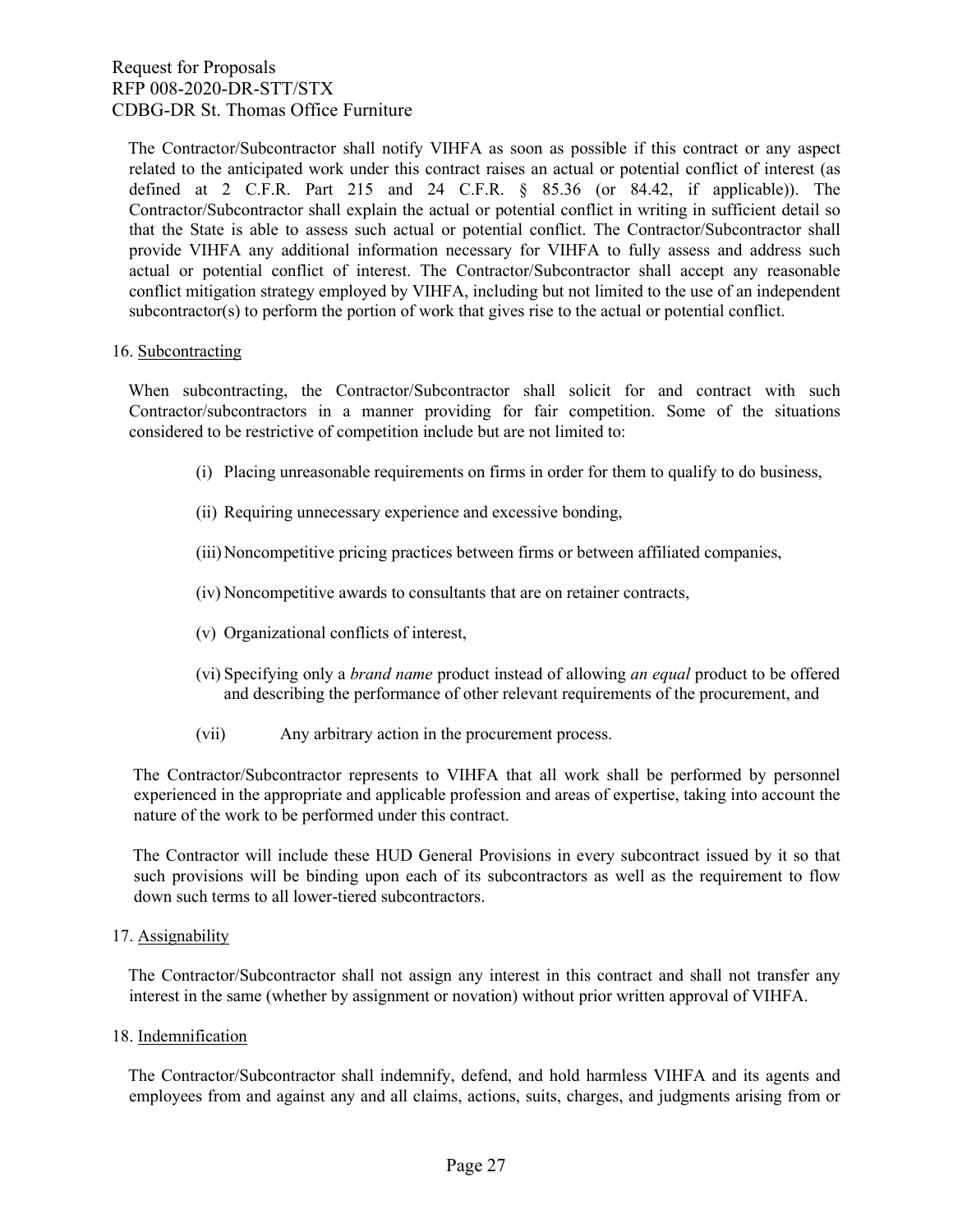The Contractor/Subcontractor shall notify VIHFA as soon as possible if this contract or any aspect related to the anticipated work under this contract raises an actual or potential conflict of interest (as defined at 2 C.F.R. Part 215 and 24 C.F.R. § 85.36 (or 84.42, if applicable)). The Contractor/Subcontractor shall explain the actual or potential conflict in writing in sufficient detail so that the State is able to assess such actual or potential conflict. The Contractor/Subcontractor shall provide VIHFA any additional information necessary for VIHFA to fully assess and address such actual or potential conflict of interest. The Contractor/Subcontractor shall accept any reasonable conflict mitigation strategy employed by VIHFA, including but not limited to the use of an independent subcontractor(s) to perform the portion of work that gives rise to the actual or potential conflict.

16. Subcontracting

When subcontracting, the Contractor/Subcontractor shall solicit for and contract with such Contractor/subcontractors in a manner providing for fair competition. Some of the situations considered to be restrictive of competition include but are not limited to:

(i) Placing unreasonable requirements on firms in order for them to qualify to do business,

(ii) Requiring unnecessary experience and excessive bonding,

(iii) Noncompetitive pricing practices between firms or between affiliated companies,

(iv) Noncompetitive awards to consultants that are on retainer contracts,

(v) Organizational conflicts of interest,

(vi) Specifying only a *brand name* product instead of allowing *an equal* product to be offered and describing the performance of other relevant requirements of the procurement, and

(vii) Any arbitrary action in the procurement process.

The Contractor/Subcontractor represents to VIHFA that all work shall be performed by personnel experienced in the appropriate and applicable profession and areas of expertise, taking into account the nature of the work to be performed under this contract.

The Contractor will include these HUD General Provisions in every subcontract issued by it so that such provisions will be binding upon each of its subcontractors as well as the requirement to flow down such terms to all lower-tiered subcontractors.

17. Assignability

The Contractor/Subcontractor shall not assign any interest in this contract and shall not transfer any interest in the same (whether by assignment or novation) without prior written approval of VIHFA.

18. Indemnification

The Contractor/Subcontractor shall indemnify, defend, and hold harmless VIHFA and its agents and employees from and against any and all claims, actions, suits, charges, and judgments arising from or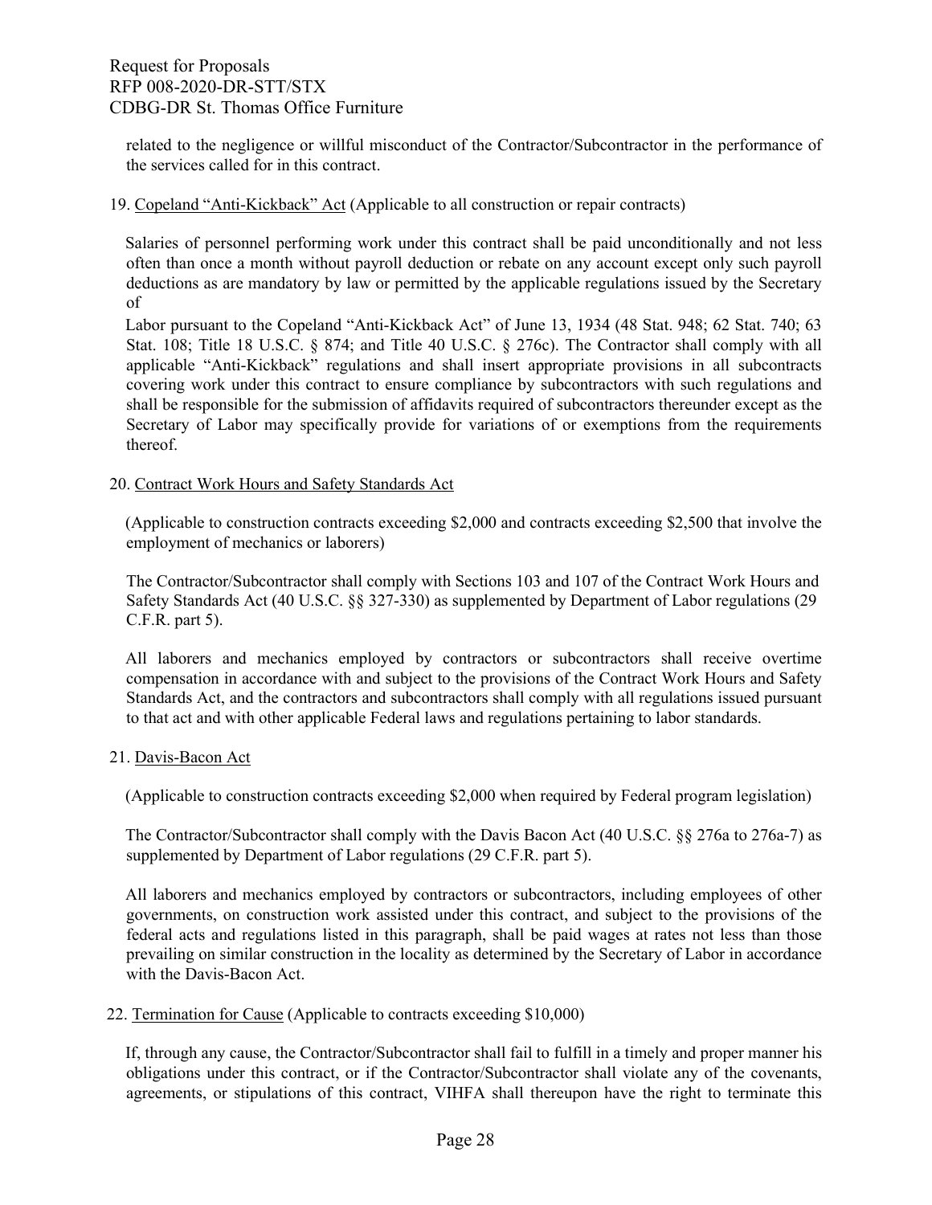related to the negligence or willful misconduct of the Contractor/Subcontractor in the performance of the services called for in this contract.

19. Copeland "Anti-Kickback" Act (Applicable to all construction or repair contracts)

Salaries of personnel performing work under this contract shall be paid unconditionally and not less often than once a month without payroll deduction or rebate on any account except only such payroll deductions as are mandatory by law or permitted by the applicable regulations issued by the Secretary of

Labor pursuant to the Copeland "Anti-Kickback Act" of June 13, 1934 (48 Stat. 948; 62 Stat. 740; 63 Stat. 108; Title 18 U.S.C. § 874; and Title 40 U.S.C. § 276c). The Contractor shall comply with all applicable "Anti-Kickback" regulations and shall insert appropriate provisions in all subcontracts covering work under this contract to ensure compliance by subcontractors with such regulations and shall be responsible for the submission of affidavits required of subcontractors thereunder except as the Secretary of Labor may specifically provide for variations of or exemptions from the requirements thereof.

20. Contract Work Hours and Safety Standards Act

(Applicable to construction contracts exceeding $2,000 and contracts exceeding $2,500 that involve the employment of mechanics or laborers)

The Contractor/Subcontractor shall comply with Sections 103 and 107 of the Contract Work Hours and Safety Standards Act (40 U.S.C. §§ 327-330) as supplemented by Department of Labor regulations (29 C.F.R. part 5).

All laborers and mechanics employed by contractors or subcontractors shall receive overtime compensation in accordance with and subject to the provisions of the Contract Work Hours and Safety Standards Act, and the contractors and subcontractors shall comply with all regulations issued pursuant to that act and with other applicable Federal laws and regulations pertaining to labor standards.

21. Davis-Bacon Act

(Applicable to construction contracts exceeding $2,000 when required by Federal program legislation)

The Contractor/Subcontractor shall comply with the Davis Bacon Act (40 U.S.C. §§ 276a to 276a-7) as supplemented by Department of Labor regulations (29 C.F.R. part 5).

All laborers and mechanics employed by contractors or subcontractors, including employees of other governments, on construction work assisted under this contract, and subject to the provisions of the federal acts and regulations listed in this paragraph, shall be paid wages at rates not less than those prevailing on similar construction in the locality as determined by the Secretary of Labor in accordance with the Davis-Bacon Act.

22. Termination for Cause (Applicable to contracts exceeding $10,000)

If, through any cause, the Contractor/Subcontractor shall fail to fulfill in a timely and proper manner his obligations under this contract, or if the Contractor/Subcontractor shall violate any of the covenants, agreements, or stipulations of this contract, VIHFA shall thereupon have the right to terminate this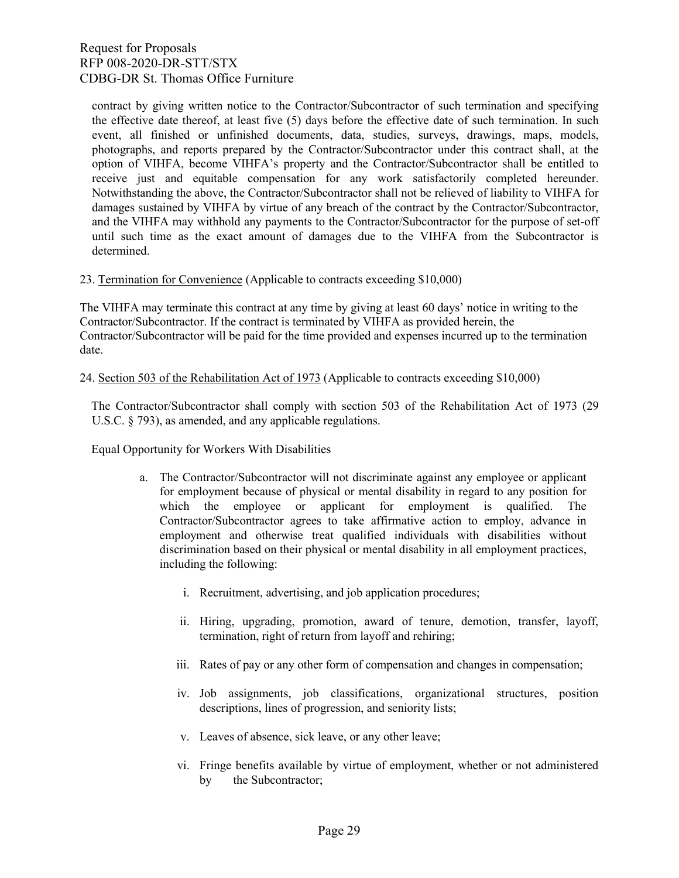contract by giving written notice to the Contractor/Subcontractor of such termination and specifying the effective date thereof, at least five (5) days before the effective date of such termination. In such event, all finished or unfinished documents, data, studies, surveys, drawings, maps, models, photographs, and reports prepared by the Contractor/Subcontractor under this contract shall, at the option of VIHFA, become VIHFA's property and the Contractor/Subcontractor shall be entitled to receive just and equitable compensation for any work satisfactorily completed hereunder. Notwithstanding the above, the Contractor/Subcontractor shall not be relieved of liability to VIHFA for damages sustained by VIHFA by virtue of any breach of the contract by the Contractor/Subcontractor, and the VIHFA may withhold any payments to the Contractor/Subcontractor for the purpose of set-off until such time as the exact amount of damages due to the VIHFA from the Subcontractor is determined.

23. Termination for Convenience (Applicable to contracts exceeding $10,000)

The VIHFA may terminate this contract at any time by giving at least 60 days' notice in writing to the Contractor/Subcontractor. If the contract is terminated by VIHFA as provided herein, the Contractor/Subcontractor will be paid for the time provided and expenses incurred up to the termination date.

24. Section 503 of the Rehabilitation Act of 1973 (Applicable to contracts exceeding $10,000)

The Contractor/Subcontractor shall comply with section 503 of the Rehabilitation Act of 1973 (29 U.S.C. § 793), as amended, and any applicable regulations.

Equal Opportunity for Workers With Disabilities

a. The Contractor/Subcontractor will not discriminate against any employee or applicant for employment because of physical or mental disability in regard to any position for which the employee or applicant for employment is qualified. The Contractor/Subcontractor agrees to take affirmative action to employ, advance in employment and otherwise treat qualified individuals with disabilities without discrimination based on their physical or mental disability in all employment practices, including the following:

   i. Recruitment, advertising, and job application procedures;

   ii. Hiring, upgrading, promotion, award of tenure, demotion, transfer, layoff, termination, right of return from layoff and rehiring;

   iii. Rates of pay or any other form of compensation and changes in compensation;

   iv. Job assignments, job classifications, organizational structures, position descriptions, lines of progression, and seniority lists;

   v. Leaves of absence, sick leave, or any other leave;

   vi. Fringe benefits available by virtue of employment, whether or not administered by the Subcontractor;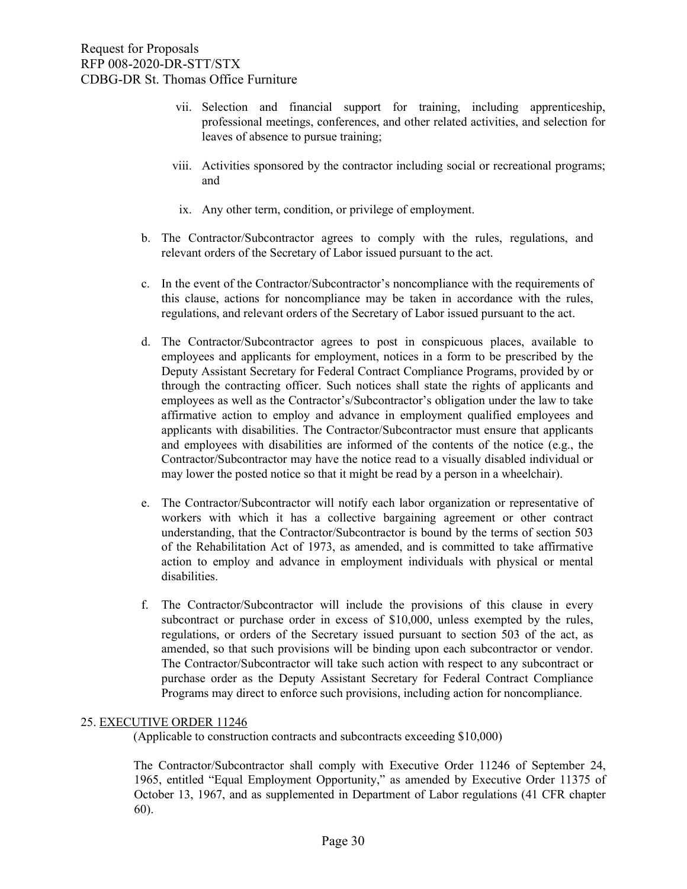vii. Selection and financial support for training, including apprenticeship, professional meetings, conferences, and other related activities, and selection for leaves of absence to pursue training;

viii. Activities sponsored by the contractor including social or recreational programs; and

ix. Any other term, condition, or privilege of employment.

b. The Contractor/Subcontractor agrees to comply with the rules, regulations, and relevant orders of the Secretary of Labor issued pursuant to the act.

c. In the event of the Contractor/Subcontractor's noncompliance with the requirements of this clause, actions for noncompliance may be taken in accordance with the rules, regulations, and relevant orders of the Secretary of Labor issued pursuant to the act.

d. The Contractor/Subcontractor agrees to post in conspicuous places, available to employees and applicants for employment, notices in a form to be prescribed by the Deputy Assistant Secretary for Federal Contract Compliance Programs, provided by or through the contracting officer. Such notices shall state the rights of applicants and employees as well as the Contractor's/Subcontractor's obligation under the law to take affirmative action to employ and advance in employment qualified employees and applicants with disabilities. The Contractor/Subcontractor must ensure that applicants and employees with disabilities are informed of the contents of the notice (e.g., the Contractor/Subcontractor may have the notice read to a visually disabled individual or may lower the posted notice so that it might be read by a person in a wheelchair).

e. The Contractor/Subcontractor will notify each labor organization or representative of workers with which it has a collective bargaining agreement or other contract understanding, that the Contractor/Subcontractor is bound by the terms of section 503 of the Rehabilitation Act of 1973, as amended, and is committed to take affirmative action to employ and advance in employment individuals with physical or mental disabilities.

f. The Contractor/Subcontractor will include the provisions of this clause in every subcontract or purchase order in excess of $10,000, unless exempted by the rules, regulations, or orders of the Secretary issued pursuant to section 503 of the act, as amended, so that such provisions will be binding upon each subcontractor or vendor. The Contractor/Subcontractor will take such action with respect to any subcontract or purchase order as the Deputy Assistant Secretary for Federal Contract Compliance Programs may direct to enforce such provisions, including action for noncompliance.

25. EXECUTIVE ORDER 11246

(Applicable to construction contracts and subcontracts exceeding $10,000)

The Contractor/Subcontractor shall comply with Executive Order 11246 of September 24, 1965, entitled "Equal Employment Opportunity," as amended by Executive Order 11375 of October 13, 1967, and as supplemented in Department of Labor regulations (41 CFR chapter 60).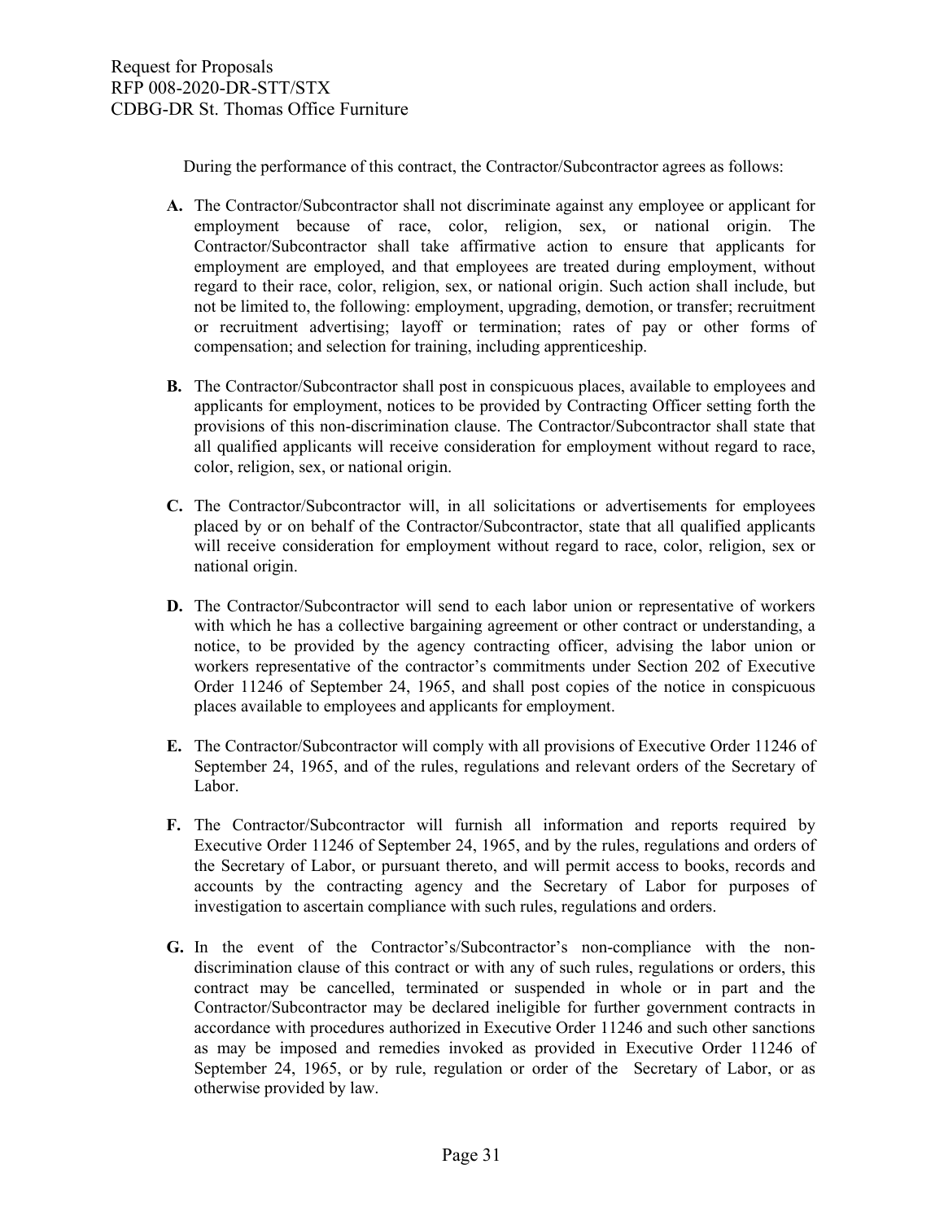During the performance of this contract, the Contractor/Subcontractor agrees as follows:

**A.** The Contractor/Subcontractor shall not discriminate against any employee or applicant for employment because of race, color, religion, sex, or national origin. The Contractor/Subcontractor shall take affirmative action to ensure that applicants for employment are employed, and that employees are treated during employment, without regard to their race, color, religion, sex, or national origin. Such action shall include, but not be limited to, the following: employment, upgrading, demotion, or transfer; recruitment or recruitment advertising; layoff or termination; rates of pay or other forms of compensation; and selection for training, including apprenticeship.

**B.** The Contractor/Subcontractor shall post in conspicuous places, available to employees and applicants for employment, notices to be provided by Contracting Officer setting forth the provisions of this non-discrimination clause. The Contractor/Subcontractor shall state that all qualified applicants will receive consideration for employment without regard to race, color, religion, sex, or national origin.

**C.** The Contractor/Subcontractor will, in all solicitations or advertisements for employees placed by or on behalf of the Contractor/Subcontractor, state that all qualified applicants will receive consideration for employment without regard to race, color, religion, sex or national origin.

**D.** The Contractor/Subcontractor will send to each labor union or representative of workers with which he has a collective bargaining agreement or other contract or understanding, a notice, to be provided by the agency contracting officer, advising the labor union or workers representative of the contractor's commitments under Section 202 of Executive Order 11246 of September 24, 1965, and shall post copies of the notice in conspicuous places available to employees and applicants for employment.

**E.** The Contractor/Subcontractor will comply with all provisions of Executive Order 11246 of September 24, 1965, and of the rules, regulations and relevant orders of the Secretary of Labor.

**F.** The Contractor/Subcontractor will furnish all information and reports required by Executive Order 11246 of September 24, 1965, and by the rules, regulations and orders of the Secretary of Labor, or pursuant thereto, and will permit access to books, records and accounts by the contracting agency and the Secretary of Labor for purposes of investigation to ascertain compliance with such rules, regulations and orders.

**G.** In the event of the Contractor's/Subcontractor's non-compliance with the non-discrimination clause of this contract or with any of such rules, regulations or orders, this contract may be cancelled, terminated or suspended in whole or in part and the Contractor/Subcontractor may be declared ineligible for further government contracts in accordance with procedures authorized in Executive Order 11246 and such other sanctions as may be imposed and remedies invoked as provided in Executive Order 11246 of September 24, 1965, or by rule, regulation or order of the Secretary of Labor, or as otherwise provided by law.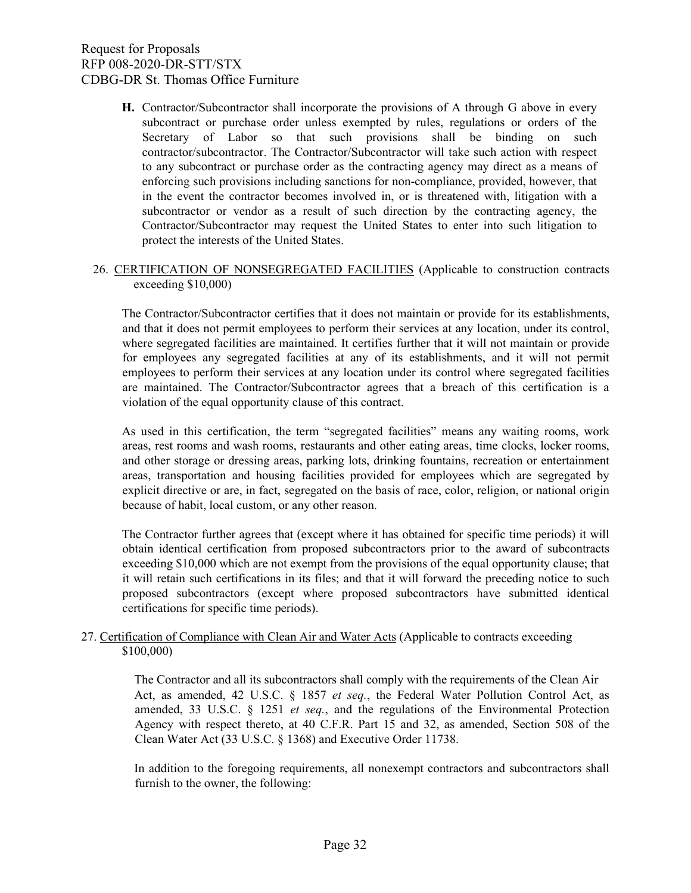**H.** Contractor/Subcontractor shall incorporate the provisions of A through G above in every subcontract or purchase order unless exempted by rules, regulations or orders of the Secretary of Labor so that such provisions shall be binding on such contractor/subcontractor. The Contractor/Subcontractor will take such action with respect to any subcontract or purchase order as the contracting agency may direct as a means of enforcing such provisions including sanctions for non-compliance, provided, however, that in the event the contractor becomes involved in, or is threatened with, litigation with a subcontractor or vendor as a result of such direction by the contracting agency, the Contractor/Subcontractor may request the United States to enter into such litigation to protect the interests of the United States.

26. CERTIFICATION OF NONSEGREGATED FACILITIES (Applicable to construction contracts exceeding $10,000)

The Contractor/Subcontractor certifies that it does not maintain or provide for its establishments, and that it does not permit employees to perform their services at any location, under its control, where segregated facilities are maintained. It certifies further that it will not maintain or provide for employees any segregated facilities at any of its establishments, and it will not permit employees to perform their services at any location under its control where segregated facilities are maintained. The Contractor/Subcontractor agrees that a breach of this certification is a violation of the equal opportunity clause of this contract.

As used in this certification, the term "segregated facilities" means any waiting rooms, work areas, rest rooms and wash rooms, restaurants and other eating areas, time clocks, locker rooms, and other storage or dressing areas, parking lots, drinking fountains, recreation or entertainment areas, transportation and housing facilities provided for employees which are segregated by explicit directive or are, in fact, segregated on the basis of race, color, religion, or national origin because of habit, local custom, or any other reason.

The Contractor further agrees that (except where it has obtained for specific time periods) it will obtain identical certification from proposed subcontractors prior to the award of subcontracts exceeding $10,000 which are not exempt from the provisions of the equal opportunity clause; that it will retain such certifications in its files; and that it will forward the preceding notice to such proposed subcontractors (except where proposed subcontractors have submitted identical certifications for specific time periods).

27. Certification of Compliance with Clean Air and Water Acts (Applicable to contracts exceeding $100,000)

The Contractor and all its subcontractors shall comply with the requirements of the Clean Air Act, as amended, 42 U.S.C. § 1857 *et seq.*, the Federal Water Pollution Control Act, as amended, 33 U.S.C. § 1251 *et seq.*, and the regulations of the Environmental Protection Agency with respect thereto, at 40 C.F.R. Part 15 and 32, as amended, Section 508 of the Clean Water Act (33 U.S.C. § 1368) and Executive Order 11738.

In addition to the foregoing requirements, all nonexempt contractors and subcontractors shall furnish to the owner, the following: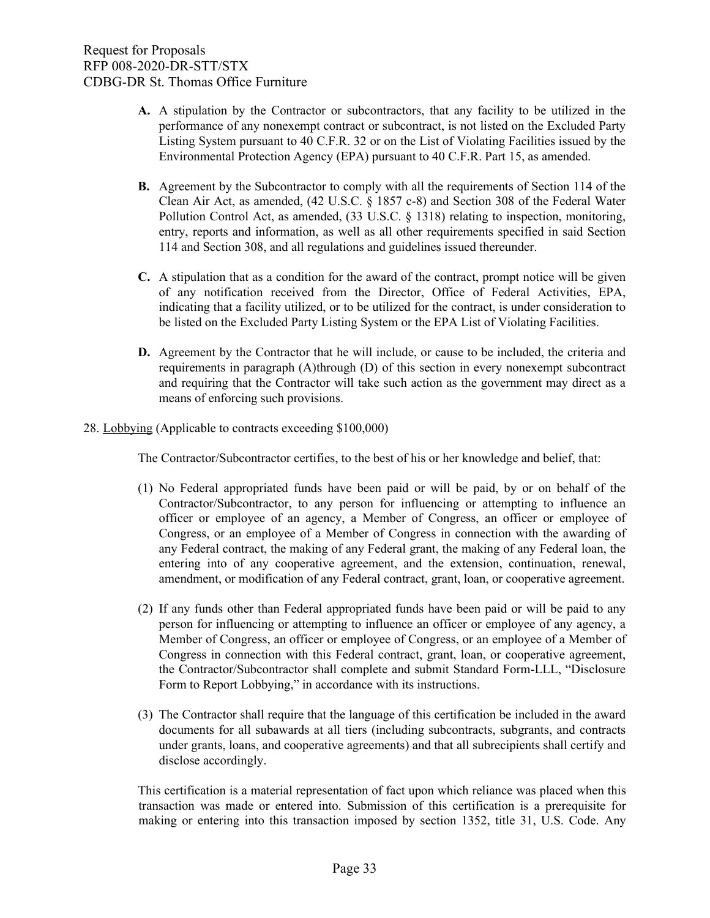**A.** A stipulation by the Contractor or subcontractors, that any facility to be utilized in the performance of any nonexempt contract or subcontract, is not listed on the Excluded Party Listing System pursuant to 40 C.F.R. 32 or on the List of Violating Facilities issued by the Environmental Protection Agency (EPA) pursuant to 40 C.F.R. Part 15, as amended.

**B.** Agreement by the Subcontractor to comply with all the requirements of Section 114 of the Clean Air Act, as amended, (42 U.S.C. § 1857 c-8) and Section 308 of the Federal Water Pollution Control Act, as amended, (33 U.S.C. § 1318) relating to inspection, monitoring, entry, reports and information, as well as all other requirements specified in said Section 114 and Section 308, and all regulations and guidelines issued thereunder.

**C.** A stipulation that as a condition for the award of the contract, prompt notice will be given of any notification received from the Director, Office of Federal Activities, EPA, indicating that a facility utilized, or to be utilized for the contract, is under consideration to be listed on the Excluded Party Listing System or the EPA List of Violating Facilities.

**D.** Agreement by the Contractor that he will include, or cause to be included, the criteria and requirements in paragraph (A)through (D) of this section in every nonexempt subcontract and requiring that the Contractor will take such action as the government may direct as a means of enforcing such provisions.

28. Lobbying (Applicable to contracts exceeding $100,000)

The Contractor/Subcontractor certifies, to the best of his or her knowledge and belief, that:

(1) No Federal appropriated funds have been paid or will be paid, by or on behalf of the Contractor/Subcontractor, to any person for influencing or attempting to influence an officer or employee of an agency, a Member of Congress, an officer or employee of Congress, or an employee of a Member of Congress in connection with the awarding of any Federal contract, the making of any Federal grant, the making of any Federal loan, the entering into of any cooperative agreement, and the extension, continuation, renewal, amendment, or modification of any Federal contract, grant, loan, or cooperative agreement.

(2) If any funds other than Federal appropriated funds have been paid or will be paid to any person for influencing or attempting to influence an officer or employee of any agency, a Member of Congress, an officer or employee of Congress, or an employee of a Member of Congress in connection with this Federal contract, grant, loan, or cooperative agreement, the Contractor/Subcontractor shall complete and submit Standard Form-LLL, "Disclosure Form to Report Lobbying," in accordance with its instructions.

(3) The Contractor shall require that the language of this certification be included in the award documents for all subawards at all tiers (including subcontracts, subgrants, and contracts under grants, loans, and cooperative agreements) and that all subrecipients shall certify and disclose accordingly.

This certification is a material representation of fact upon which reliance was placed when this transaction was made or entered into. Submission of this certification is a prerequisite for making or entering into this transaction imposed by section 1352, title 31, U.S. Code. Any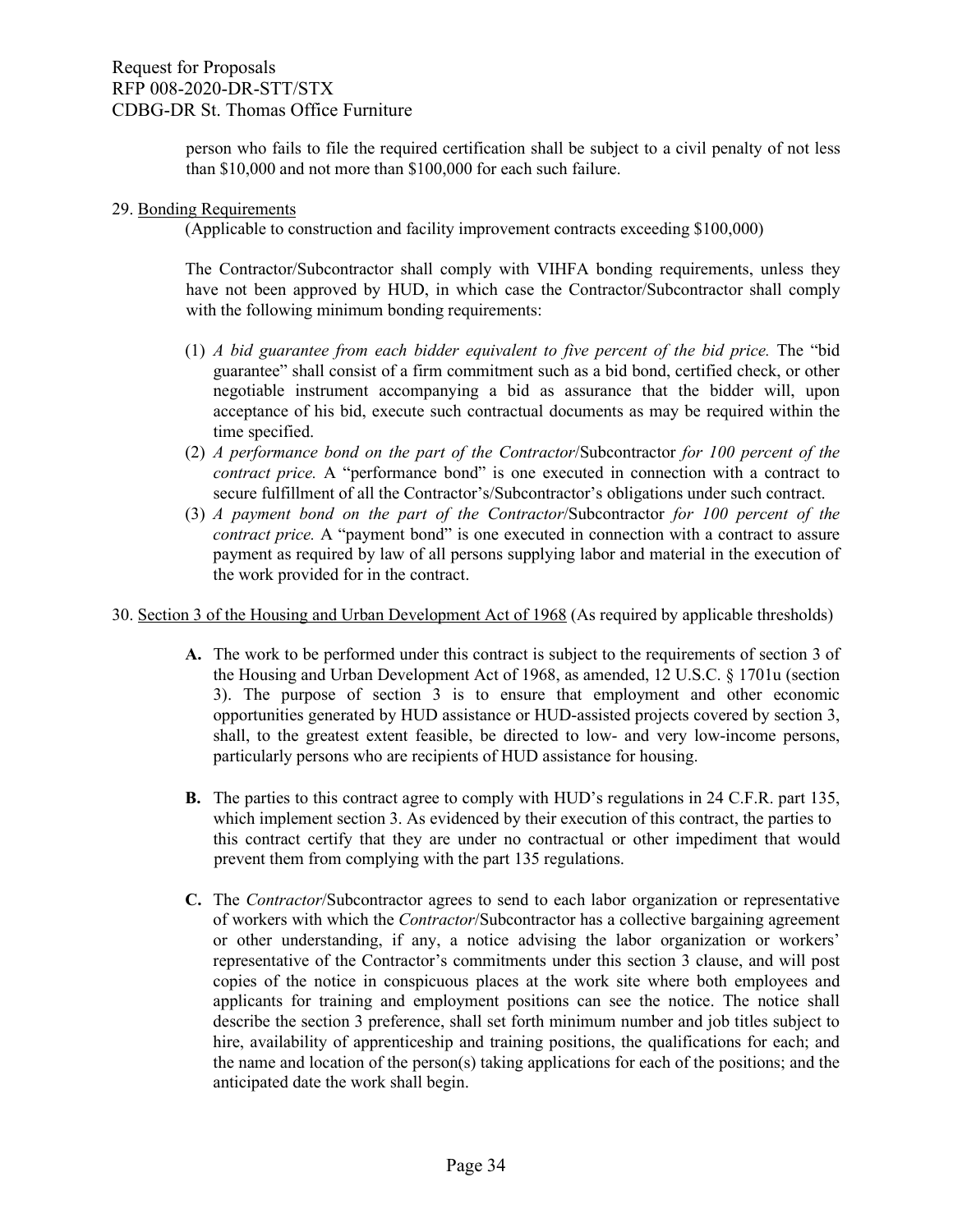person who fails to file the required certification shall be subject to a civil penalty of not less than $10,000 and not more than $100,000 for each such failure.

29. Bonding Requirements

(Applicable to construction and facility improvement contracts exceeding $100,000)

The Contractor/Subcontractor shall comply with VIHFA bonding requirements, unless they have not been approved by HUD, in which case the Contractor/Subcontractor shall comply with the following minimum bonding requirements:

(1) *A bid guarantee from each bidder equivalent to five percent of the bid price.* The "bid guarantee" shall consist of a firm commitment such as a bid bond, certified check, or other negotiable instrument accompanying a bid as assurance that the bidder will, upon acceptance of his bid, execute such contractual documents as may be required within the time specified.

(2) *A performance bond on the part of the Contractor*/Subcontractor *for 100 percent of the contract price.* A "performance bond" is one executed in connection with a contract to secure fulfillment of all the Contractor's/Subcontractor's obligations under such contract.

(3) *A payment bond on the part of the Contractor*/Subcontractor *for 100 percent of the contract price.* A "payment bond" is one executed in connection with a contract to assure payment as required by law of all persons supplying labor and material in the execution of the work provided for in the contract.

30. Section 3 of the Housing and Urban Development Act of 1968 (As required by applicable thresholds)

**A.** The work to be performed under this contract is subject to the requirements of section 3 of the Housing and Urban Development Act of 1968, as amended, 12 U.S.C. § 1701u (section 3). The purpose of section 3 is to ensure that employment and other economic opportunities generated by HUD assistance or HUD-assisted projects covered by section 3, shall, to the greatest extent feasible, be directed to low- and very low-income persons, particularly persons who are recipients of HUD assistance for housing.

**B.** The parties to this contract agree to comply with HUD's regulations in 24 C.F.R. part 135, which implement section 3. As evidenced by their execution of this contract, the parties to this contract certify that they are under no contractual or other impediment that would prevent them from complying with the part 135 regulations.

**C.** The *Contractor*/Subcontractor agrees to send to each labor organization or representative of workers with which the *Contractor*/Subcontractor has a collective bargaining agreement or other understanding, if any, a notice advising the labor organization or workers' representative of the Contractor's commitments under this section 3 clause, and will post copies of the notice in conspicuous places at the work site where both employees and applicants for training and employment positions can see the notice. The notice shall describe the section 3 preference, shall set forth minimum number and job titles subject to hire, availability of apprenticeship and training positions, the qualifications for each; and the name and location of the person(s) taking applications for each of the positions; and the anticipated date the work shall begin.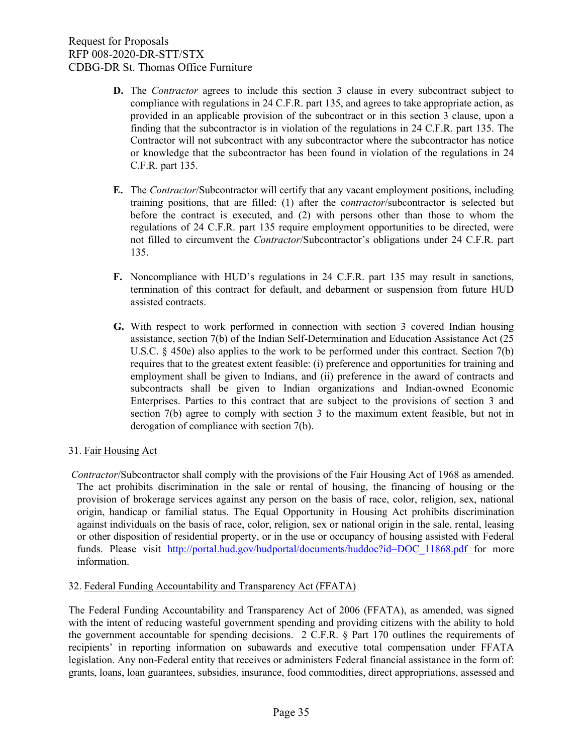**D.** The *Contractor* agrees to include this section 3 clause in every subcontract subject to compliance with regulations in 24 C.F.R. part 135, and agrees to take appropriate action, as provided in an applicable provision of the subcontract or in this section 3 clause, upon a finding that the subcontractor is in violation of the regulations in 24 C.F.R. part 135. The Contractor will not subcontract with any subcontractor where the subcontractor has notice or knowledge that the subcontractor has been found in violation of the regulations in 24 C.F.R. part 135.

**E.** The *Contractor*/Subcontractor will certify that any vacant employment positions, including training positions, that are filled: (1) after the c*ontractor*/subcontractor is selected but before the contract is executed, and (2) with persons other than those to whom the regulations of 24 C.F.R. part 135 require employment opportunities to be directed, were not filled to circumvent the *Contractor*/Subcontractor's obligations under 24 C.F.R. part 135.

**F.** Noncompliance with HUD's regulations in 24 C.F.R. part 135 may result in sanctions, termination of this contract for default, and debarment or suspension from future HUD assisted contracts.

**G.** With respect to work performed in connection with section 3 covered Indian housing assistance, section 7(b) of the Indian Self-Determination and Education Assistance Act (25 U.S.C. § 450e) also applies to the work to be performed under this contract. Section 7(b) requires that to the greatest extent feasible: (i) preference and opportunities for training and employment shall be given to Indians, and (ii) preference in the award of contracts and subcontracts shall be given to Indian organizations and Indian-owned Economic Enterprises. Parties to this contract that are subject to the provisions of section 3 and section 7(b) agree to comply with section 3 to the maximum extent feasible, but not in derogation of compliance with section 7(b).

31. Fair Housing Act

*Contractor*/Subcontractor shall comply with the provisions of the Fair Housing Act of 1968 as amended. The act prohibits discrimination in the sale or rental of housing, the financing of housing or the provision of brokerage services against any person on the basis of race, color, religion, sex, national origin, handicap or familial status. The Equal Opportunity in Housing Act prohibits discrimination against individuals on the basis of race, color, religion, sex or national origin in the sale, rental, leasing or other disposition of residential property, or in the use or occupancy of housing assisted with Federal funds. Please visit http://portal.hud.gov/hudportal/documents/huddoc?id=DOC_11868.pdf for more information.

32. Federal Funding Accountability and Transparency Act (FFATA)

The Federal Funding Accountability and Transparency Act of 2006 (FFATA), as amended, was signed with the intent of reducing wasteful government spending and providing citizens with the ability to hold the government accountable for spending decisions. 2 C.F.R. § Part 170 outlines the requirements of recipients' in reporting information on subawards and executive total compensation under FFATA legislation. Any non-Federal entity that receives or administers Federal financial assistance in the form of: grants, loans, loan guarantees, subsidies, insurance, food commodities, direct appropriations, assessed and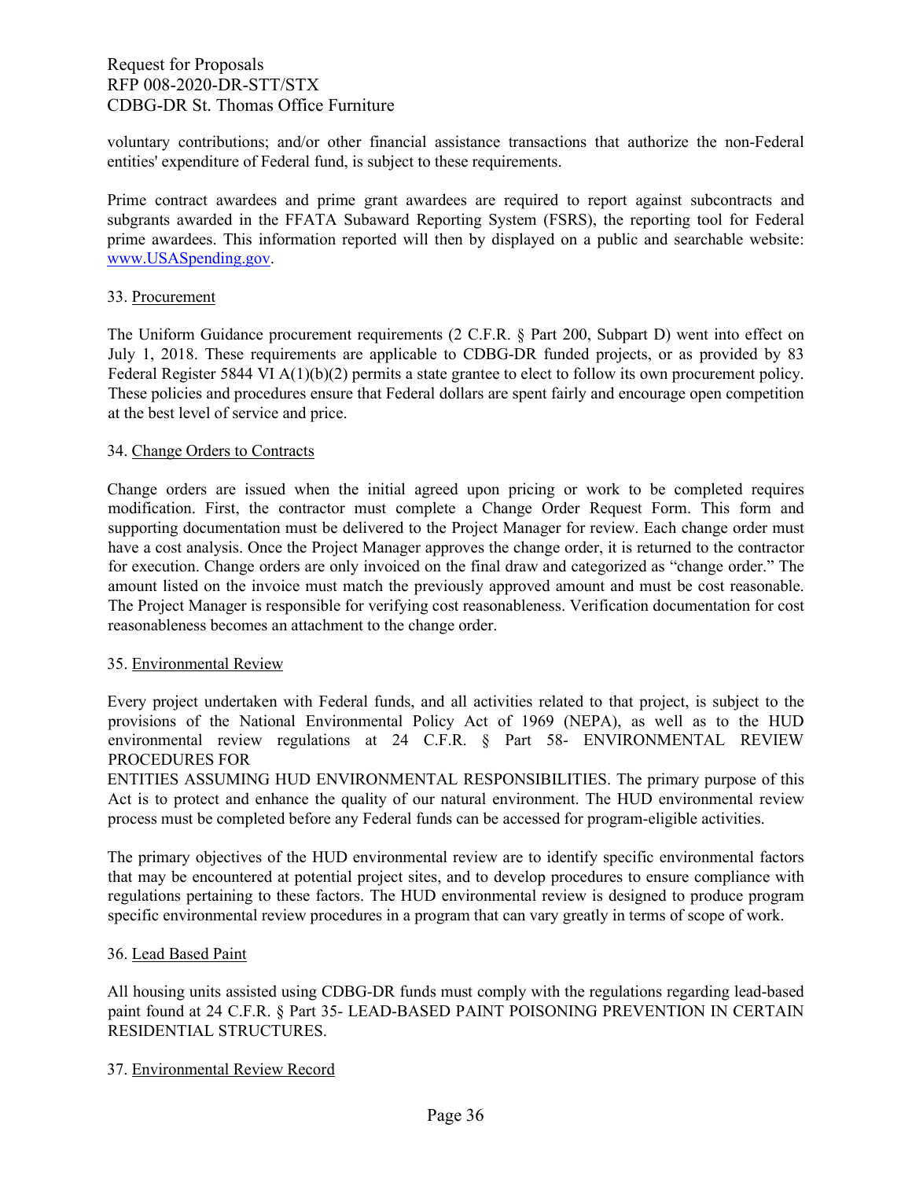voluntary contributions; and/or other financial assistance transactions that authorize the non-Federal entities' expenditure of Federal fund, is subject to these requirements.

Prime contract awardees and prime grant awardees are required to report against subcontracts and subgrants awarded in the FFATA Subaward Reporting System (FSRS), the reporting tool for Federal prime awardees. This information reported will then by displayed on a public and searchable website: [www.USASpending.gov](http://www.USASpending.gov).

33. Procurement

The Uniform Guidance procurement requirements (2 C.F.R. § Part 200, Subpart D) went into effect on July 1, 2018. These requirements are applicable to CDBG-DR funded projects, or as provided by 83 Federal Register 5844 VI A(1)(b)(2) permits a state grantee to elect to follow its own procurement policy. These policies and procedures ensure that Federal dollars are spent fairly and encourage open competition at the best level of service and price.

34. Change Orders to Contracts

Change orders are issued when the initial agreed upon pricing or work to be completed requires modification. First, the contractor must complete a Change Order Request Form. This form and supporting documentation must be delivered to the Project Manager for review. Each change order must have a cost analysis. Once the Project Manager approves the change order, it is returned to the contractor for execution. Change orders are only invoiced on the final draw and categorized as "change order." The amount listed on the invoice must match the previously approved amount and must be cost reasonable. The Project Manager is responsible for verifying cost reasonableness. Verification documentation for cost reasonableness becomes an attachment to the change order.

35. Environmental Review

Every project undertaken with Federal funds, and all activities related to that project, is subject to the provisions of the National Environmental Policy Act of 1969 (NEPA), as well as to the HUD environmental review regulations at 24 C.F.R. § Part 58- ENVIRONMENTAL REVIEW PROCEDURES FOR
ENTITIES ASSUMING HUD ENVIRONMENTAL RESPONSIBILITIES. The primary purpose of this Act is to protect and enhance the quality of our natural environment. The HUD environmental review process must be completed before any Federal funds can be accessed for program-eligible activities.

The primary objectives of the HUD environmental review are to identify specific environmental factors that may be encountered at potential project sites, and to develop procedures to ensure compliance with regulations pertaining to these factors. The HUD environmental review is designed to produce program specific environmental review procedures in a program that can vary greatly in terms of scope of work.

36. Lead Based Paint

All housing units assisted using CDBG-DR funds must comply with the regulations regarding lead-based paint found at 24 C.F.R. § Part 35- LEAD-BASED PAINT POISONING PREVENTION IN CERTAIN RESIDENTIAL STRUCTURES.

37. Environmental Review Record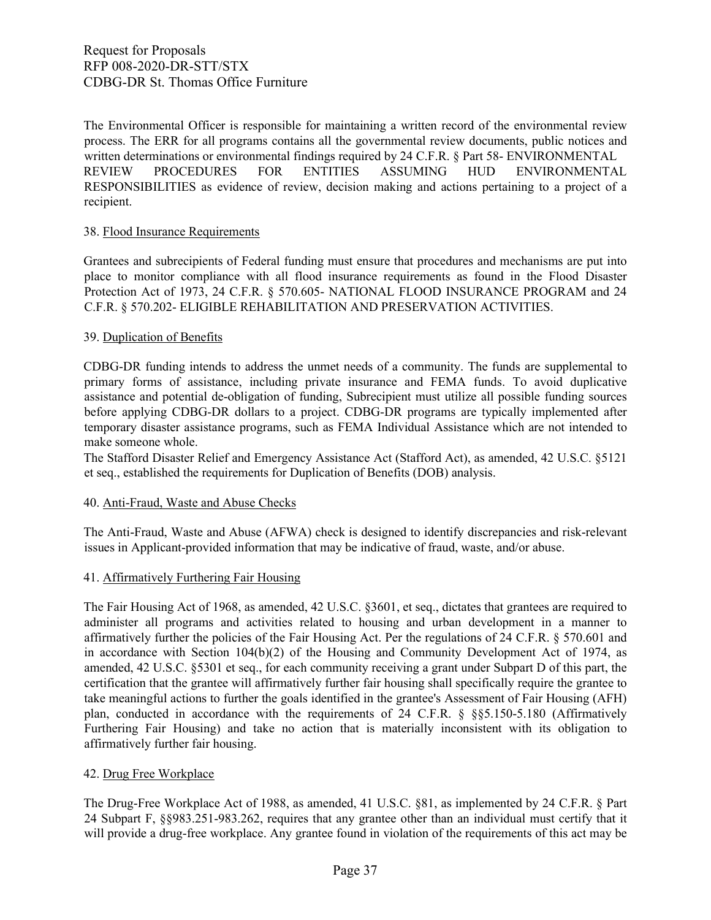The Environmental Officer is responsible for maintaining a written record of the environmental review process. The ERR for all programs contains all the governmental review documents, public notices and written determinations or environmental findings required by 24 C.F.R. § Part 58- ENVIRONMENTAL REVIEW PROCEDURES FOR ENTITIES ASSUMING HUD ENVIRONMENTAL RESPONSIBILITIES as evidence of review, decision making and actions pertaining to a project of a recipient.

38. Flood Insurance Requirements

Grantees and subrecipients of Federal funding must ensure that procedures and mechanisms are put into place to monitor compliance with all flood insurance requirements as found in the Flood Disaster Protection Act of 1973, 24 C.F.R. § 570.605- NATIONAL FLOOD INSURANCE PROGRAM and 24 C.F.R. § 570.202- ELIGIBLE REHABILITATION AND PRESERVATION ACTIVITIES.

39. Duplication of Benefits

CDBG-DR funding intends to address the unmet needs of a community. The funds are supplemental to primary forms of assistance, including private insurance and FEMA funds. To avoid duplicative assistance and potential de-obligation of funding, Subrecipient must utilize all possible funding sources before applying CDBG-DR dollars to a project. CDBG-DR programs are typically implemented after temporary disaster assistance programs, such as FEMA Individual Assistance which are not intended to make someone whole.

The Stafford Disaster Relief and Emergency Assistance Act (Stafford Act), as amended, 42 U.S.C. §5121 et seq., established the requirements for Duplication of Benefits (DOB) analysis.

40. Anti-Fraud, Waste and Abuse Checks

The Anti-Fraud, Waste and Abuse (AFWA) check is designed to identify discrepancies and risk-relevant issues in Applicant-provided information that may be indicative of fraud, waste, and/or abuse.

41. Affirmatively Furthering Fair Housing

The Fair Housing Act of 1968, as amended, 42 U.S.C. §3601, et seq., dictates that grantees are required to administer all programs and activities related to housing and urban development in a manner to affirmatively further the policies of the Fair Housing Act. Per the regulations of 24 C.F.R. § 570.601 and in accordance with Section 104(b)(2) of the Housing and Community Development Act of 1974, as amended, 42 U.S.C. §5301 et seq., for each community receiving a grant under Subpart D of this part, the certification that the grantee will affirmatively further fair housing shall specifically require the grantee to take meaningful actions to further the goals identified in the grantee's Assessment of Fair Housing (AFH) plan, conducted in accordance with the requirements of 24 C.F.R. § §§5.150-5.180 (Affirmatively Furthering Fair Housing) and take no action that is materially inconsistent with its obligation to affirmatively further fair housing.

42. Drug Free Workplace

The Drug-Free Workplace Act of 1988, as amended, 41 U.S.C. §81, as implemented by 24 C.F.R. § Part 24 Subpart F, §§983.251-983.262, requires that any grantee other than an individual must certify that it will provide a drug-free workplace. Any grantee found in violation of the requirements of this act may be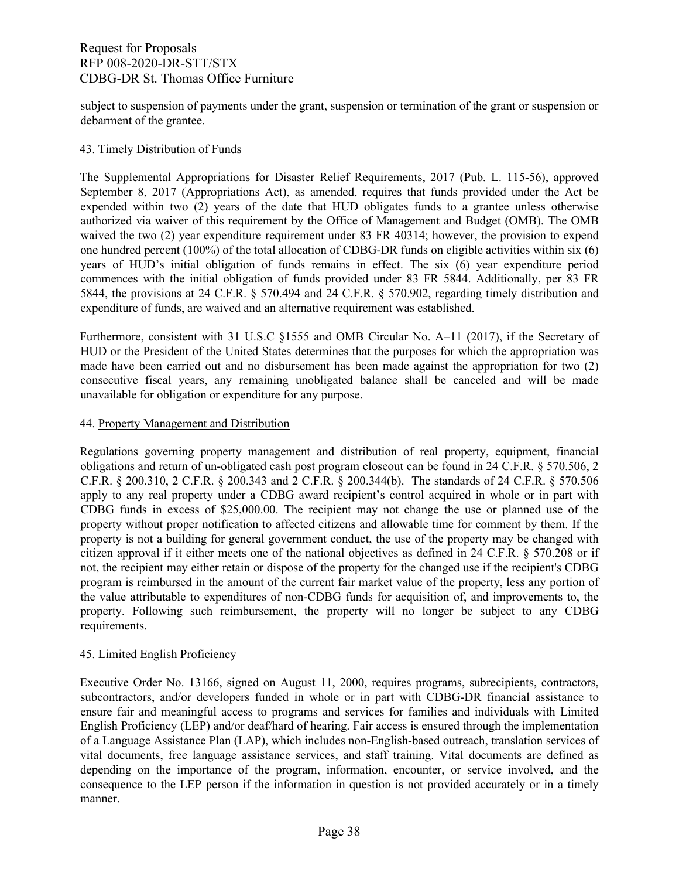subject to suspension of payments under the grant, suspension or termination of the grant or suspension or debarment of the grantee.

43. Timely Distribution of Funds

The Supplemental Appropriations for Disaster Relief Requirements, 2017 (Pub. L. 115-56), approved September 8, 2017 (Appropriations Act), as amended, requires that funds provided under the Act be expended within two (2) years of the date that HUD obligates funds to a grantee unless otherwise authorized via waiver of this requirement by the Office of Management and Budget (OMB). The OMB waived the two (2) year expenditure requirement under 83 FR 40314; however, the provision to expend one hundred percent (100%) of the total allocation of CDBG-DR funds on eligible activities within six (6) years of HUD's initial obligation of funds remains in effect. The six (6) year expenditure period commences with the initial obligation of funds provided under 83 FR 5844. Additionally, per 83 FR 5844, the provisions at 24 C.F.R. § 570.494 and 24 C.F.R. § 570.902, regarding timely distribution and expenditure of funds, are waived and an alternative requirement was established.

Furthermore, consistent with 31 U.S.C §1555 and OMB Circular No. A–11 (2017), if the Secretary of HUD or the President of the United States determines that the purposes for which the appropriation was made have been carried out and no disbursement has been made against the appropriation for two (2) consecutive fiscal years, any remaining unobligated balance shall be canceled and will be made unavailable for obligation or expenditure for any purpose.

44. Property Management and Distribution

Regulations governing property management and distribution of real property, equipment, financial obligations and return of un-obligated cash post program closeout can be found in 24 C.F.R. § 570.506, 2 C.F.R. § 200.310, 2 C.F.R. § 200.343 and 2 C.F.R. § 200.344(b). The standards of 24 C.F.R. § 570.506 apply to any real property under a CDBG award recipient's control acquired in whole or in part with CDBG funds in excess of $25,000.00. The recipient may not change the use or planned use of the property without proper notification to affected citizens and allowable time for comment by them. If the property is not a building for general government conduct, the use of the property may be changed with citizen approval if it either meets one of the national objectives as defined in 24 C.F.R. § 570.208 or if not, the recipient may either retain or dispose of the property for the changed use if the recipient's CDBG program is reimbursed in the amount of the current fair market value of the property, less any portion of the value attributable to expenditures of non-CDBG funds for acquisition of, and improvements to, the property. Following such reimbursement, the property will no longer be subject to any CDBG requirements.

45. Limited English Proficiency

Executive Order No. 13166, signed on August 11, 2000, requires programs, subrecipients, contractors, subcontractors, and/or developers funded in whole or in part with CDBG-DR financial assistance to ensure fair and meaningful access to programs and services for families and individuals with Limited English Proficiency (LEP) and/or deaf/hard of hearing. Fair access is ensured through the implementation of a Language Assistance Plan (LAP), which includes non-English-based outreach, translation services of vital documents, free language assistance services, and staff training. Vital documents are defined as depending on the importance of the program, information, encounter, or service involved, and the consequence to the LEP person if the information in question is not provided accurately or in a timely manner.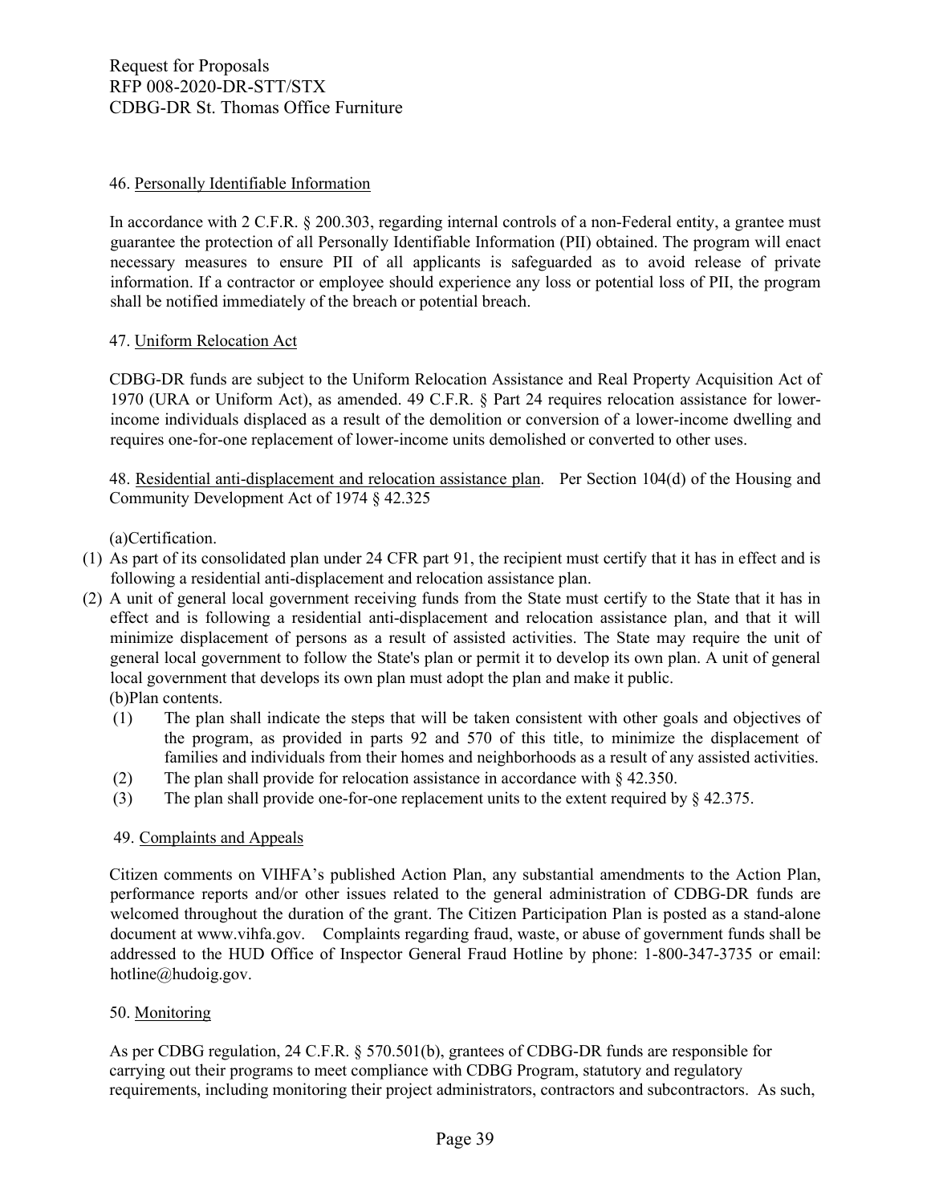46. Personally Identifiable Information

In accordance with 2 C.F.R. § 200.303, regarding internal controls of a non-Federal entity, a grantee must guarantee the protection of all Personally Identifiable Information (PII) obtained. The program will enact necessary measures to ensure PII of all applicants is safeguarded as to avoid release of private information. If a contractor or employee should experience any loss or potential loss of PII, the program shall be notified immediately of the breach or potential breach.

47. Uniform Relocation Act

CDBG-DR funds are subject to the Uniform Relocation Assistance and Real Property Acquisition Act of 1970 (URA or Uniform Act), as amended. 49 C.F.R. § Part 24 requires relocation assistance for lower-income individuals displaced as a result of the demolition or conversion of a lower-income dwelling and requires one-for-one replacement of lower-income units demolished or converted to other uses.

48. Residential anti-displacement and relocation assistance plan. Per Section 104(d) of the Housing and Community Development Act of 1974 § 42.325

(a)Certification.

(1) As part of its consolidated plan under 24 CFR part 91, the recipient must certify that it has in effect and is following a residential anti-displacement and relocation assistance plan.
(2) A unit of general local government receiving funds from the State must certify to the State that it has in effect and is following a residential anti-displacement and relocation assistance plan, and that it will minimize displacement of persons as a result of assisted activities. The State may require the unit of general local government to follow the State's plan or permit it to develop its own plan. A unit of general local government that develops its own plan must adopt the plan and make it public.

(b)Plan contents.

(1) The plan shall indicate the steps that will be taken consistent with other goals and objectives of the program, as provided in parts 92 and 570 of this title, to minimize the displacement of families and individuals from their homes and neighborhoods as a result of any assisted activities.
(2) The plan shall provide for relocation assistance in accordance with § 42.350.
(3) The plan shall provide one-for-one replacement units to the extent required by § 42.375.

49. Complaints and Appeals

Citizen comments on VIHFA's published Action Plan, any substantial amendments to the Action Plan, performance reports and/or other issues related to the general administration of CDBG-DR funds are welcomed throughout the duration of the grant. The Citizen Participation Plan is posted as a stand-alone document at www.vihfa.gov. Complaints regarding fraud, waste, or abuse of government funds shall be addressed to the HUD Office of Inspector General Fraud Hotline by phone: 1-800-347-3735 or email: hotline@hudoig.gov.

50. Monitoring

As per CDBG regulation, 24 C.F.R. § 570.501(b), grantees of CDBG-DR funds are responsible for carrying out their programs to meet compliance with CDBG Program, statutory and regulatory requirements, including monitoring their project administrators, contractors and subcontractors. As such,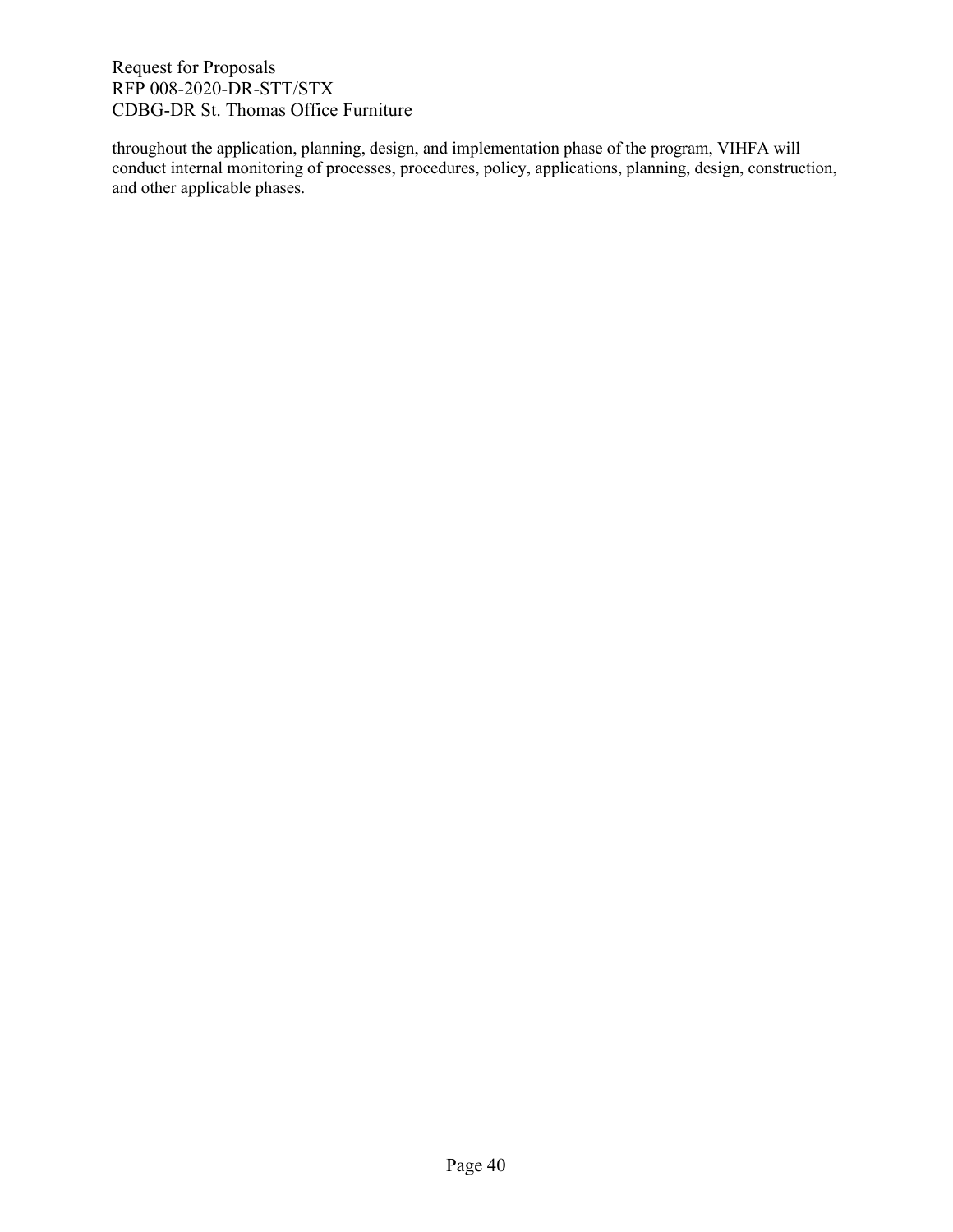throughout the application, planning, design, and implementation phase of the program, VIHFA will conduct internal monitoring of processes, procedures, policy, applications, planning, design, construction, and other applicable phases.